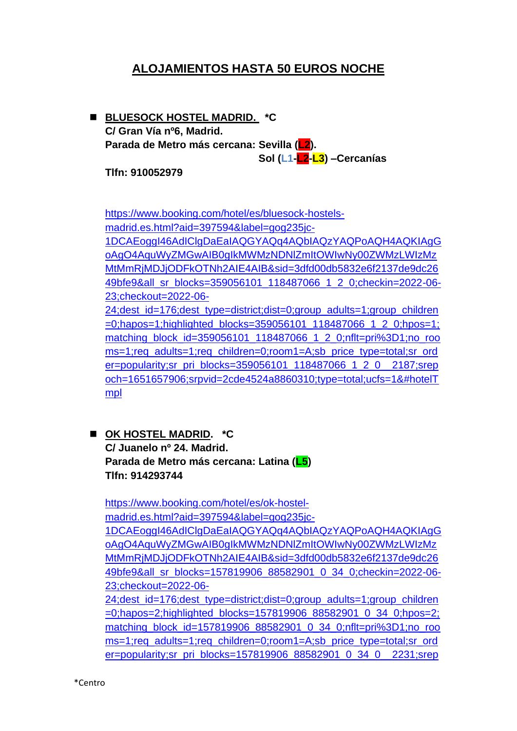# ALOJAMIENTOS HASTA 50 EUROS NOCHE

- **BLUESOCK HOSTEL MADRID. *C**
  **C/ Gran Vía nº6, Madrid.**
  **Parada de Metro más cercana: Sevilla (L2).**
  **Sol (L1-L2-L3) –Cercanías**
  **Tlfn: 910052979**

  https://www.booking.com/hotel/es/bluesock-hostels-madrid.es.html?aid=397594&label=gog235jc-1DCAEoggI46AdIClgDaEaIAQGYAQq4AQbIAQzYAQPoAQH4AQKIAgGoAgO4AquWyZMGwAIB0gIkMWMzNDNlZmItOWIwNy00ZWMzLWIzMzMtMmRjMDJjODFkOTNh2AIE4AIB&sid=3dfd00db5832e6f2137de9dc2649bfe9&all_sr_blocks=359056101_118487066_1_2_0;checkin=2022-06-23;checkout=2022-06-24;dest_id=176;dest_type=district;dist=0;group_adults=1;group_children=0;hapos=1;highlighted_blocks=359056101_118487066_1_2_0;hpos=1;matching_block_id=359056101_118487066_1_2_0;nflt=pri%3D1;no_rooms=1;req_adults=1;req_children=0;room1=A;sb_price_type=total;sr_order=popularity;sr_pri_blocks=359056101_118487066_1_2_0__2187;srepoch=1651657906;srpvid=2cde4524a8860310;type=total;ucfs=1&#hotelTmpl

- **OK HOSTEL MADRID. *C**
  **C/ Juanelo nº 24. Madrid.**
  **Parada de Metro más cercana: Latina (L5)**
  **Tlfn: 914293744**

  https://www.booking.com/hotel/es/ok-hostel-madrid.es.html?aid=397594&label=gog235jc-1DCAEoggI46AdIClgDaEaIAQGYAQq4AQbIAQzYAQPoAQH4AQKIAgGoAgO4AquWyZMGwAIB0gIkMWMzNDNlZmItOWIwNy00ZWMzLWIzMzMtMmRjMDJjODFkOTNh2AIE4AIB&sid=3dfd00db5832e6f2137de9dc2649bfe9&all_sr_blocks=157819906_88582901_0_34_0;checkin=2022-06-23;checkout=2022-06-24;dest_id=176;dest_type=district;dist=0;group_adults=1;group_children=0;hapos=2;highlighted_blocks=157819906_88582901_0_34_0;hpos=2;matching_block_id=157819906_88582901_0_34_0;nflt=pri%3D1;no_rooms=1;req_adults=1;req_children=0;room1=A;sb_price_type=total;sr_order=popularity;sr_pri_blocks=157819906_88582901_0_34_0__2231;srep

*Centro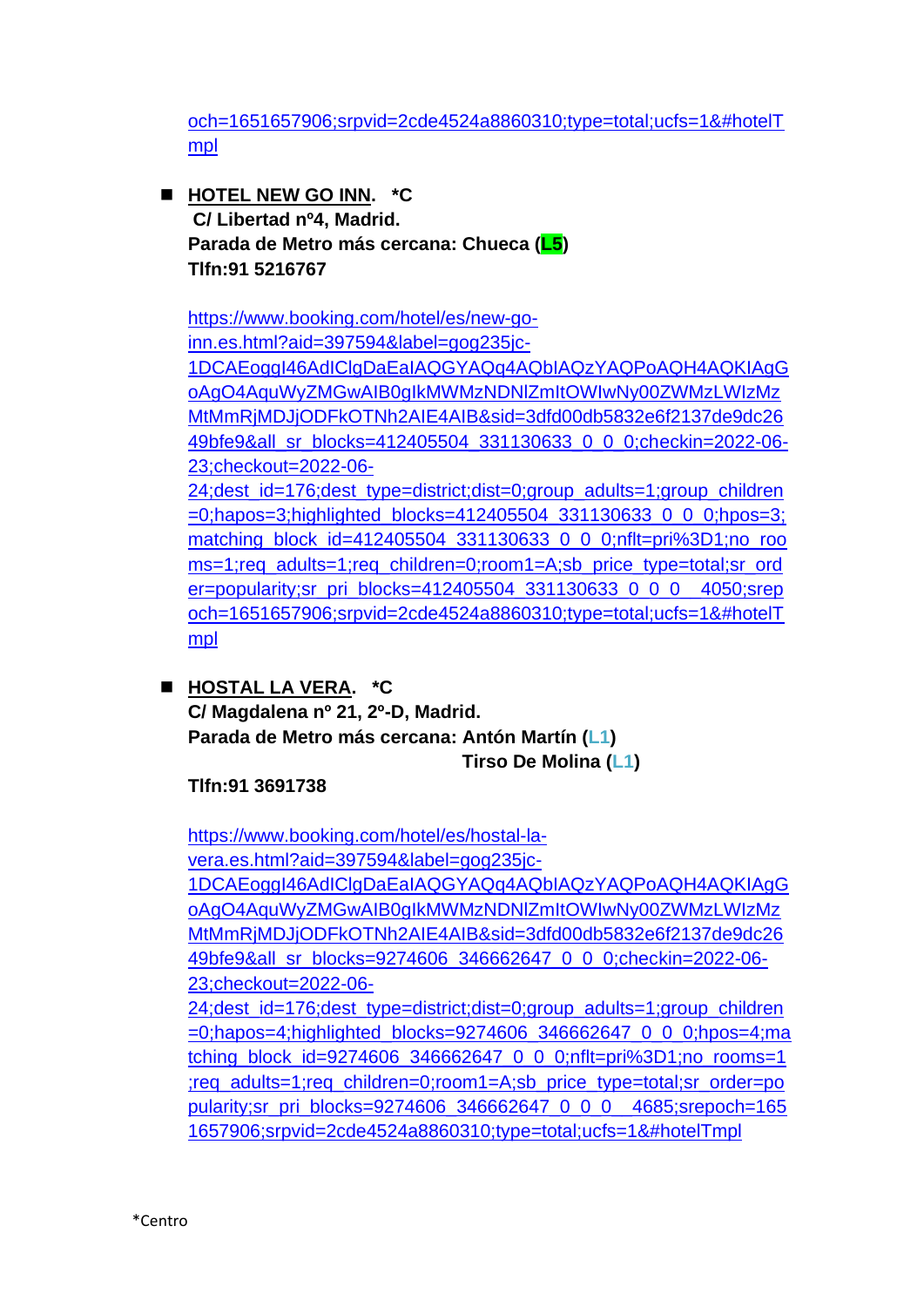och=1651657906;srpvid=2cde4524a8860310;type=total;ucfs=1&#hotelTmpl

- **HOTEL NEW GO INN. *C**
  **C/ Libertad nº4, Madrid.**
  **Parada de Metro más cercana: Chueca (L5)**
  **Tlfn:91 5216767**

  https://www.booking.com/hotel/es/new-go-inn.es.html?aid=397594&label=gog235jc-1DCAEoggI46AdIClgDaEaIAQGYAQq4AQbIAQzYAQPoAQH4AQKIAgGoAgO4AquWyZMGwAIB0gIkMWMzNDNlZmItOWIwNy00ZWMzLWIzMzMtMmRjMDJjODFkOTNh2AIE4AIB&sid=3dfd00db5832e6f2137de9dc2649bfe9&all_sr_blocks=412405504_331130633_0_0_0;checkin=2022-06-23;checkout=2022-06-24;dest_id=176;dest_type=district;dist=0;group_adults=1;group_children=0;hapos=3;highlighted_blocks=412405504_331130633_0_0_0;hpos=3;matching_block_id=412405504_331130633_0_0_0;nflt=pri%3D1;no_rooms=1;req_adults=1;req_children=0;room1=A;sb_price_type=total;sr_order=popularity;sr_pri_blocks=412405504_331130633_0_0_0__4050;srepoch=1651657906;srpvid=2cde4524a8860310;type=total;ucfs=1&#hotelTmpl

- **HOSTAL LA VERA. *C**
  **C/ Magdalena nº 21, 2º-D, Madrid.**
  **Parada de Metro más cercana: Antón Martín (L1)**
  **Tirso De Molina (L1)**
  **Tlfn:91 3691738**

  https://www.booking.com/hotel/es/hostal-la-vera.es.html?aid=397594&label=gog235jc-1DCAEoggI46AdIClgDaEaIAQGYAQq4AQbIAQzYAQPoAQH4AQKIAgGoAgO4AquWyZMGwAIB0gIkMWMzNDNlZmItOWIwNy00ZWMzLWIzMzMtMmRjMDJjODFkOTNh2AIE4AIB&sid=3dfd00db5832e6f2137de9dc2649bfe9&all_sr_blocks=9274606_346662647_0_0_0;checkin=2022-06-23;checkout=2022-06-24;dest_id=176;dest_type=district;dist=0;group_adults=1;group_children=0;hapos=4;highlighted_blocks=9274606_346662647_0_0_0;hpos=4;matching_block_id=9274606_346662647_0_0_0;nflt=pri%3D1;no_rooms=1;req_adults=1;req_children=0;room1=A;sb_price_type=total;sr_order=popularity;sr_pri_blocks=9274606_346662647_0_0_0__4685;srepoch=1651657906;srpvid=2cde4524a8860310;type=total;ucfs=1&#hotelTmpl

*Centro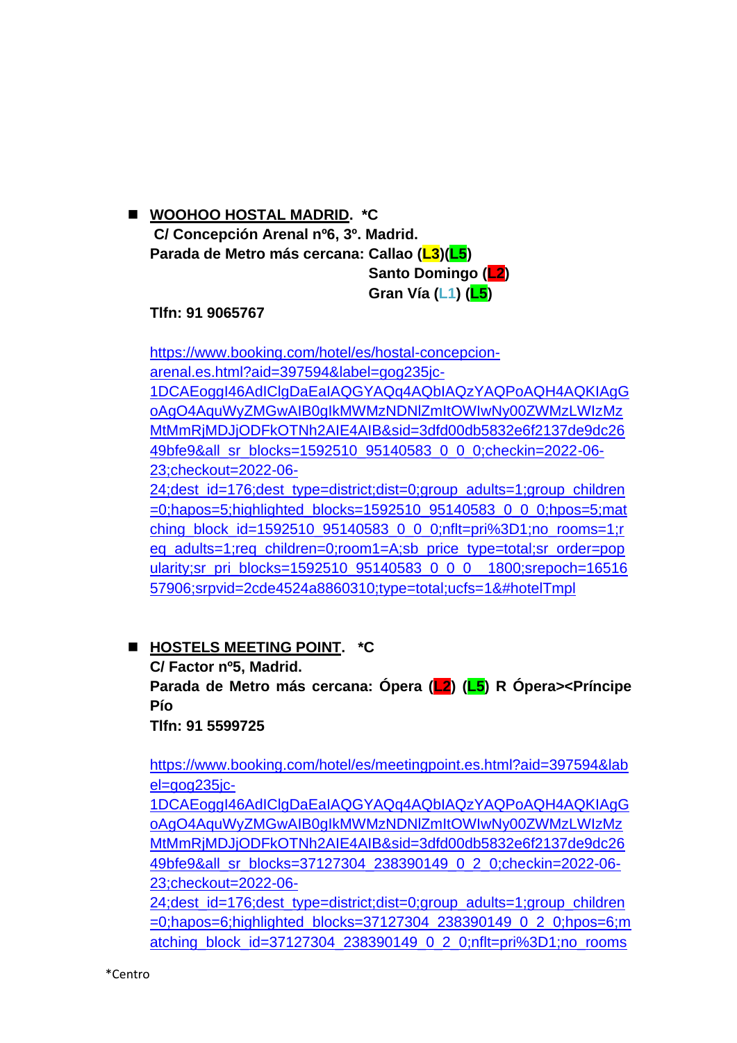- **WOOHOO HOSTAL MADRID**. *C
  **C/ Concepción Arenal nº6, 3º. Madrid.**
  **Parada de Metro más cercana: Callao (L3)(L5)**
  **Santo Domingo (L2)**
  **Gran Vía (L1) (L5)**

  **Tlfn: 91 9065767**

  https://www.booking.com/hotel/es/hostal-concepcion-arenal.es.html?aid=397594&label=gog235jc-1DCAEoggI46AdIClgDaEaIAQGYAQq4AQbIAQzYAQPoAQH4AQKIAgGoAgO4AquWyZMGwAIB0gIkMWMzNDNlZmItOWIwNy00ZWMzLWIzMzMtMmRjMDJjODFkOTNh2AIE4AIB&sid=3dfd00db5832e6f2137de9dc2649bfe9&all_sr_blocks=1592510_95140583_0_0_0;checkin=2022-06-23;checkout=2022-06-24;dest_id=176;dest_type=district;dist=0;group_adults=1;group_children=0;hapos=5;highlighted_blocks=1592510_95140583_0_0_0;hpos=5;matching_block_id=1592510_95140583_0_0_0;nflt=pri%3D1;no_rooms=1;req_adults=1;req_children=0;room1=A;sb_price_type=total;sr_order=popularity;sr_pri_blocks=1592510_95140583_0_0_0__1800;srepoch=1651657906;srpvid=2cde4524a8860310;type=total;ucfs=1&#hotelTmpl

- **HOSTELS MEETING POINT**. *C
  **C/ Factor nº5, Madrid.**
  **Parada de Metro más cercana: Ópera (L2) (L5) R Ópera><Príncipe Pío**
  **Tlfn: 91 5599725**

  https://www.booking.com/hotel/es/meetingpoint.es.html?aid=397594&label=gog235jc-1DCAEoggI46AdIClgDaEaIAQGYAQq4AQbIAQzYAQPoAQH4AQKIAgGoAgO4AquWyZMGwAIB0gIkMWMzNDNlZmItOWIwNy00ZWMzLWIzMzMtMmRjMDJjODFkOTNh2AIE4AIB&sid=3dfd00db5832e6f2137de9dc2649bfe9&all_sr_blocks=37127304_238390149_0_2_0;checkin=2022-06-23;checkout=2022-06-24;dest_id=176;dest_type=district;dist=0;group_adults=1;group_children=0;hapos=6;highlighted_blocks=37127304_238390149_0_2_0;hpos=6;matching_block_id=37127304_238390149_0_2_0;nflt=pri%3D1;no_rooms

*Centro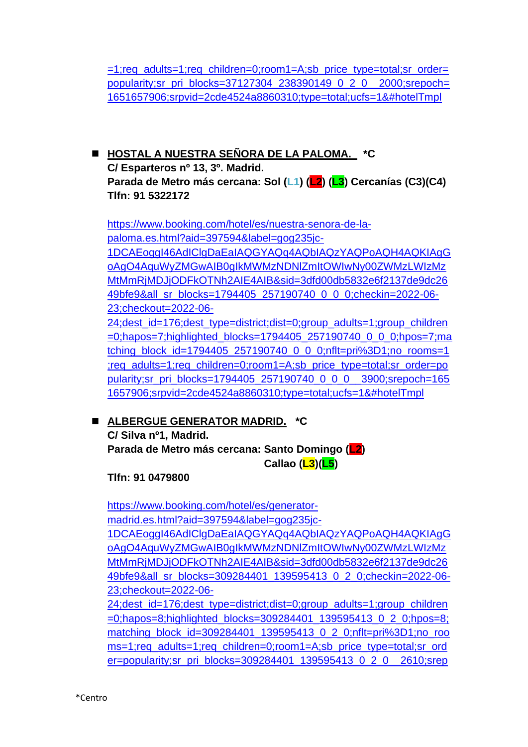=1;req_adults=1;req_children=0;room1=A;sb_price_type=total;sr_order=popularity;sr_pri_blocks=37127304_238390149_0_2_0__2000;srepoch=1651657906;srpvid=2cde4524a8860310;type=total;ucfs=1&#hotelTmpl

- **HOSTAL A NUESTRA SEÑORA DE LA PALOMA. *C**
  **C/ Esparteros nº 13, 3º. Madrid.**
  **Parada de Metro más cercana: Sol (L1) (L2) (L3) Cercanías (C3)(C4)**
  **Tlfn: 91 5322172**

  https://www.booking.com/hotel/es/nuestra-senora-de-la-paloma.es.html?aid=397594&label=gog235jc-1DCAEoggI46AdIClgDaEaIAQGYAQq4AQbIAQzYAQPoAQH4AQKIAgGoAgO4AquWyZMGwAIB0gIkMWMzNDNlZmItOWIwNy00ZWMzLWIzMzMtMmRjMDJjODFkOTNh2AIE4AIB&sid=3dfd00db5832e6f2137de9dc2649bfe9&all_sr_blocks=1794405_257190740_0_0_0;checkin=2022-06-23;checkout=2022-06-24;dest_id=176;dest_type=district;dist=0;group_adults=1;group_children=0;hapos=7;highlighted_blocks=1794405_257190740_0_0_0;hpos=7;matching_block_id=1794405_257190740_0_0_0;nflt=pri%3D1;no_rooms=1;req_adults=1;req_children=0;room1=A;sb_price_type=total;sr_order=popularity;sr_pri_blocks=1794405_257190740_0_0_0__3900;srepoch=1651657906;srpvid=2cde4524a8860310;type=total;ucfs=1&#hotelTmpl

- **ALBERGUE GENERATOR MADRID. *C**
  **C/ Silva nº1, Madrid.**
  **Parada de Metro más cercana: Santo Domingo (L2)**
  **Callao (L3)(L5)**
  **Tlfn: 91 0479800**

  https://www.booking.com/hotel/es/generator-madrid.es.html?aid=397594&label=gog235jc-1DCAEoggI46AdIClgDaEaIAQGYAQq4AQbIAQzYAQPoAQH4AQKIAgGoAgO4AquWyZMGwAIB0gIkMWMzNDNlZmItOWIwNy00ZWMzLWIzMzMtMmRjMDJjODFkOTNh2AIE4AIB&sid=3dfd00db5832e6f2137de9dc2649bfe9&all_sr_blocks=309284401_139595413_0_2_0;checkin=2022-06-23;checkout=2022-06-24;dest_id=176;dest_type=district;dist=0;group_adults=1;group_children=0;hapos=8;highlighted_blocks=309284401_139595413_0_2_0;hpos=8;matching_block_id=309284401_139595413_0_2_0;nflt=pri%3D1;no_rooms=1;req_adults=1;req_children=0;room1=A;sb_price_type=total;sr_order=popularity;sr_pri_blocks=309284401_139595413_0_2_0__2610;srep

*Centro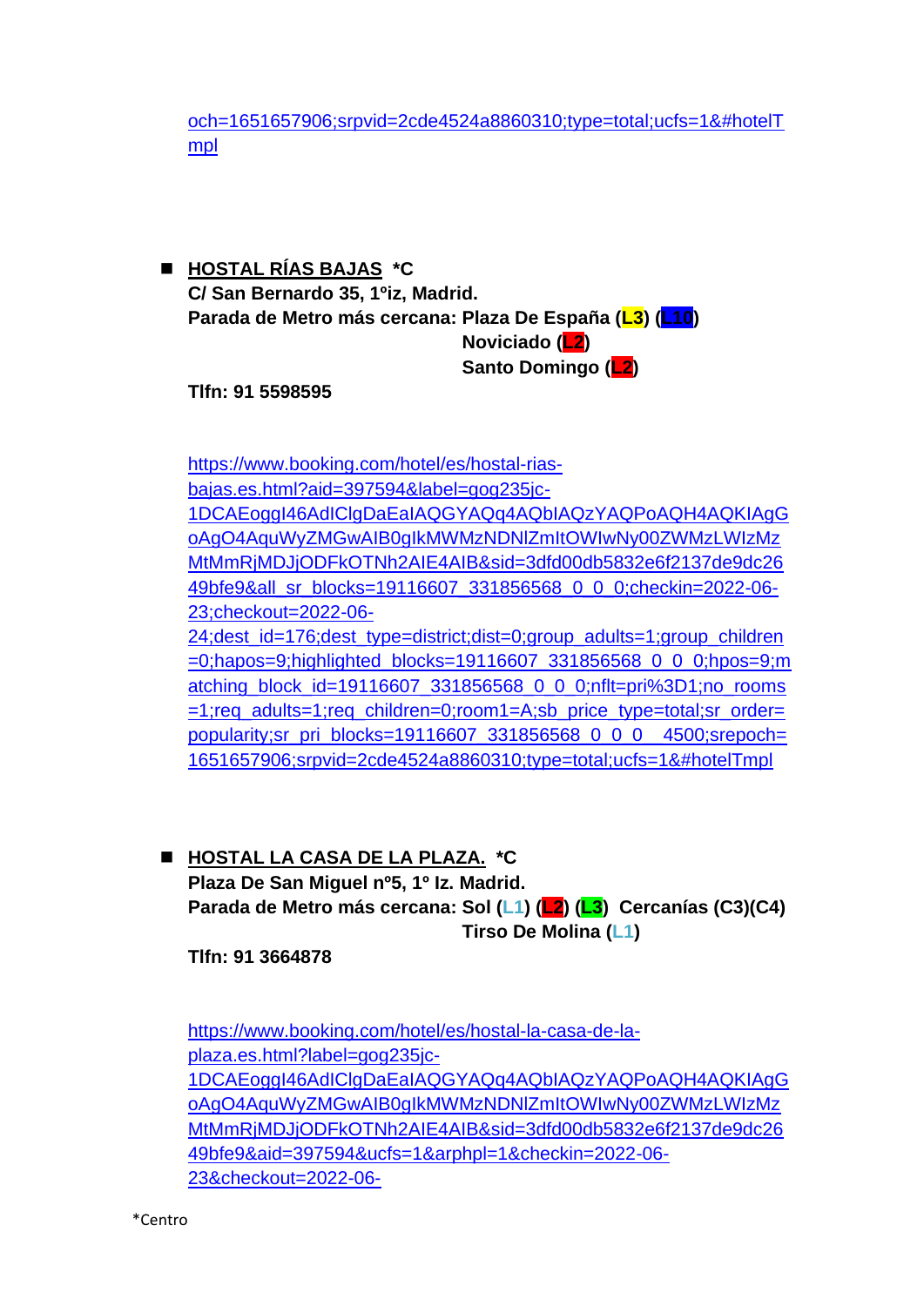och=1651657906;srpvid=2cde4524a8860310;type=total;ucfs=1&#hotelTmpl

- **HOSTAL RÍAS BAJAS** ***C**
  **C/ San Bernardo 35, 1ºiz, Madrid.**
  **Parada de Metro más cercana: Plaza De España (L3) (L10)**
  **Noviciado (L2)**
  **Santo Domingo (L2)**
  **Tlfn: 91 5598595**

  https://www.booking.com/hotel/es/hostal-rias-bajas.es.html?aid=397594&label=gog235jc-1DCAEoggI46AdIClgDaEaIAQGYAQq4AQbIAQzYAQPoAQH4AQKIAgGoAgO4AquWyZMGwAIB0gIkMWMzNDNlZmItOWIwNy00ZWMzLWIzMzMtMmRjMDJjODFkOTNh2AIE4AIB&sid=3dfd00db5832e6f2137de9dc2649bfe9&all_sr_blocks=19116607_331856568_0_0_0;checkin=2022-06-23;checkout=2022-06-24;dest_id=176;dest_type=district;dist=0;group_adults=1;group_children=0;hapos=9;highlighted_blocks=19116607_331856568_0_0_0;hpos=9;matching_block_id=19116607_331856568_0_0_0;nflt=pri%3D1;no_rooms=1;req_adults=1;req_children=0;room1=A;sb_price_type=total;sr_order=popularity;sr_pri_blocks=19116607_331856568_0_0_0__4500;srepoch=1651657906;srpvid=2cde4524a8860310;type=total;ucfs=1&#hotelTmpl

- **HOSTAL LA CASA DE LA PLAZA.** ***C**
  **Plaza De San Miguel nº5, 1º Iz. Madrid.**
  **Parada de Metro más cercana: Sol (L1) (L2) (L3) Cercanías (C3)(C4)**
  **Tirso De Molina (L1)**
  **Tlfn: 91 3664878**

  https://www.booking.com/hotel/es/hostal-la-casa-de-la-plaza.es.html?label=gog235jc-1DCAEoggI46AdIClgDaEaIAQGYAQq4AQbIAQzYAQPoAQH4AQKIAgGoAgO4AquWyZMGwAIB0gIkMWMzNDNlZmItOWIwNy00ZWMzLWIzMzMtMmRjMDJjODFkOTNh2AIE4AIB&sid=3dfd00db5832e6f2137de9dc2649bfe9&aid=397594&ucfs=1&arphpl=1&checkin=2022-06-23&checkout=2022-06-

*Centro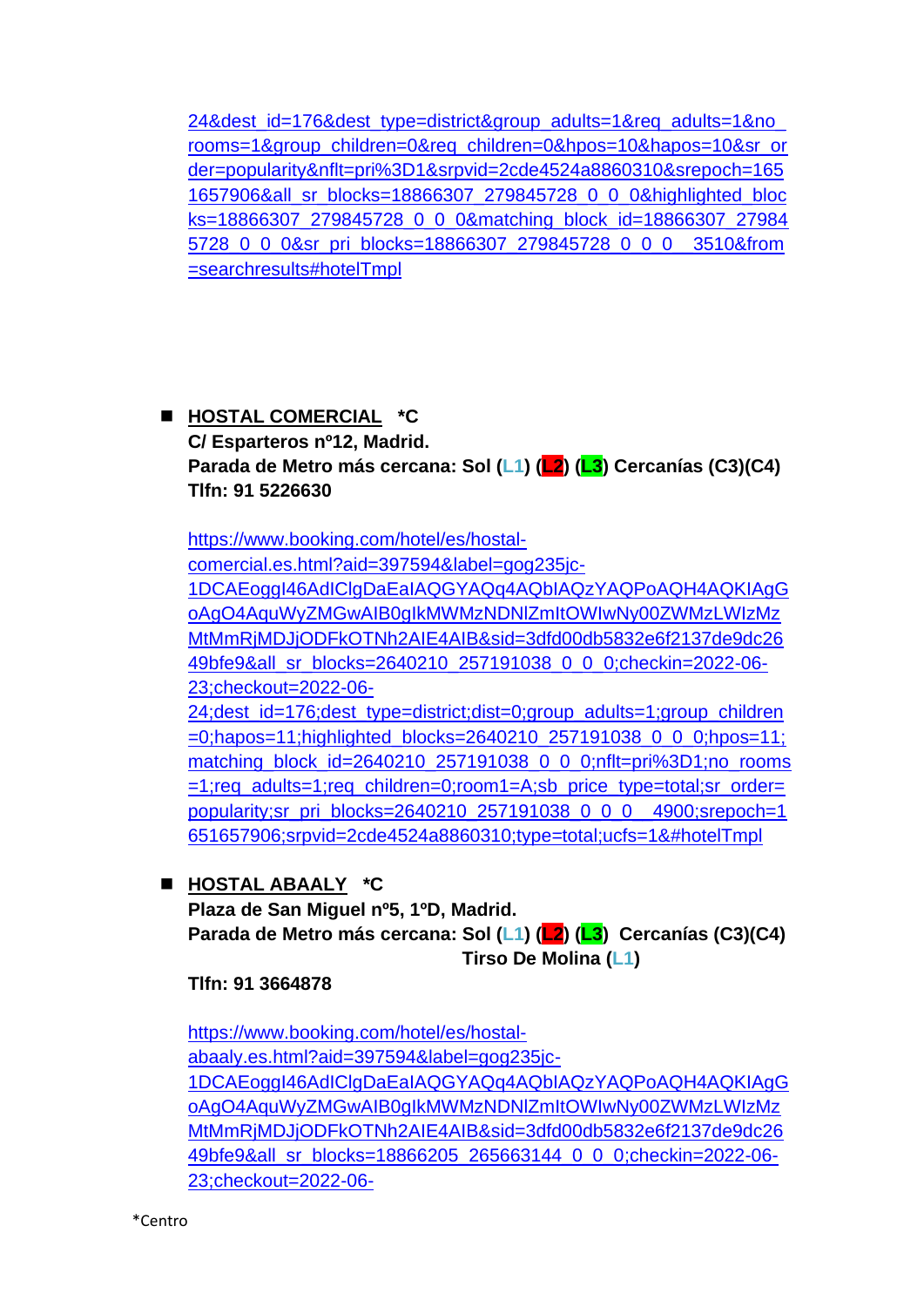24&dest_id=176&dest_type=district&group_adults=1&req_adults=1&no_rooms=1&group_children=0&req_children=0&hpos=10&hapos=10&sr_order=popularity&nflt=pri%3D1&srpvid=2cde4524a8860310&srepoch=1651657906&all_sr_blocks=18866307_279845728_0_0_0&highlighted_blocks=18866307_279845728_0_0_0&matching_block_id=18866307_279845728_0_0_0&sr_pri_blocks=18866307_279845728_0_0_0__3510&from=searchresults#hotelTmpl

- **HOSTAL COMERCIAL *C**
  **C/ Esparteros nº12, Madrid.**
  **Parada de Metro más cercana: Sol (L1) (L2) (L3) Cercanías (C3)(C4)**
  **Tlfn: 91 5226630**

  https://www.booking.com/hotel/es/hostal-comercial.es.html?aid=397594&label=gog235jc-1DCAEoggI46AdIClgDaEaIAQGYAQq4AQbIAQzYAQPoAQH4AQKIAgGoAgO4AquWyZMGwAIB0gIkMWMzNDNlZmItOWIwNy00ZWMzLWIzMzMtMmRjMDJjODFkOTNh2AIE4AIB&sid=3dfd00db5832e6f2137de9dc2649bfe9&all_sr_blocks=2640210_257191038_0_0_0;checkin=2022-06-23;checkout=2022-06-24;dest_id=176;dest_type=district;dist=0;group_adults=1;group_children=0;hapos=11;highlighted_blocks=2640210_257191038_0_0_0;hpos=11;matching_block_id=2640210_257191038_0_0_0;nflt=pri%3D1;no_rooms=1;req_adults=1;req_children=0;room1=A;sb_price_type=total;sr_order=popularity;sr_pri_blocks=2640210_257191038_0_0_0__4900;srepoch=1651657906;srpvid=2cde4524a8860310;type=total;ucfs=1&#hotelTmpl

- **HOSTAL ABAALY *C**
  **Plaza de San Miguel nº5, 1ºD, Madrid.**
  **Parada de Metro más cercana: Sol (L1) (L2) (L3) Cercanías (C3)(C4)**
  **Tirso De Molina (L1)**
  **Tlfn: 91 3664878**

  https://www.booking.com/hotel/es/hostal-abaaly.es.html?aid=397594&label=gog235jc-1DCAEoggI46AdIClgDaEaIAQGYAQq4AQbIAQzYAQPoAQH4AQKIAgGoAgO4AquWyZMGwAIB0gIkMWMzNDNlZmItOWIwNy00ZWMzLWIzMzMtMmRjMDJjODFkOTNh2AIE4AIB&sid=3dfd00db5832e6f2137de9dc2649bfe9&all_sr_blocks=18866205_265663144_0_0_0;checkin=2022-06-23;checkout=2022-06-

*Centro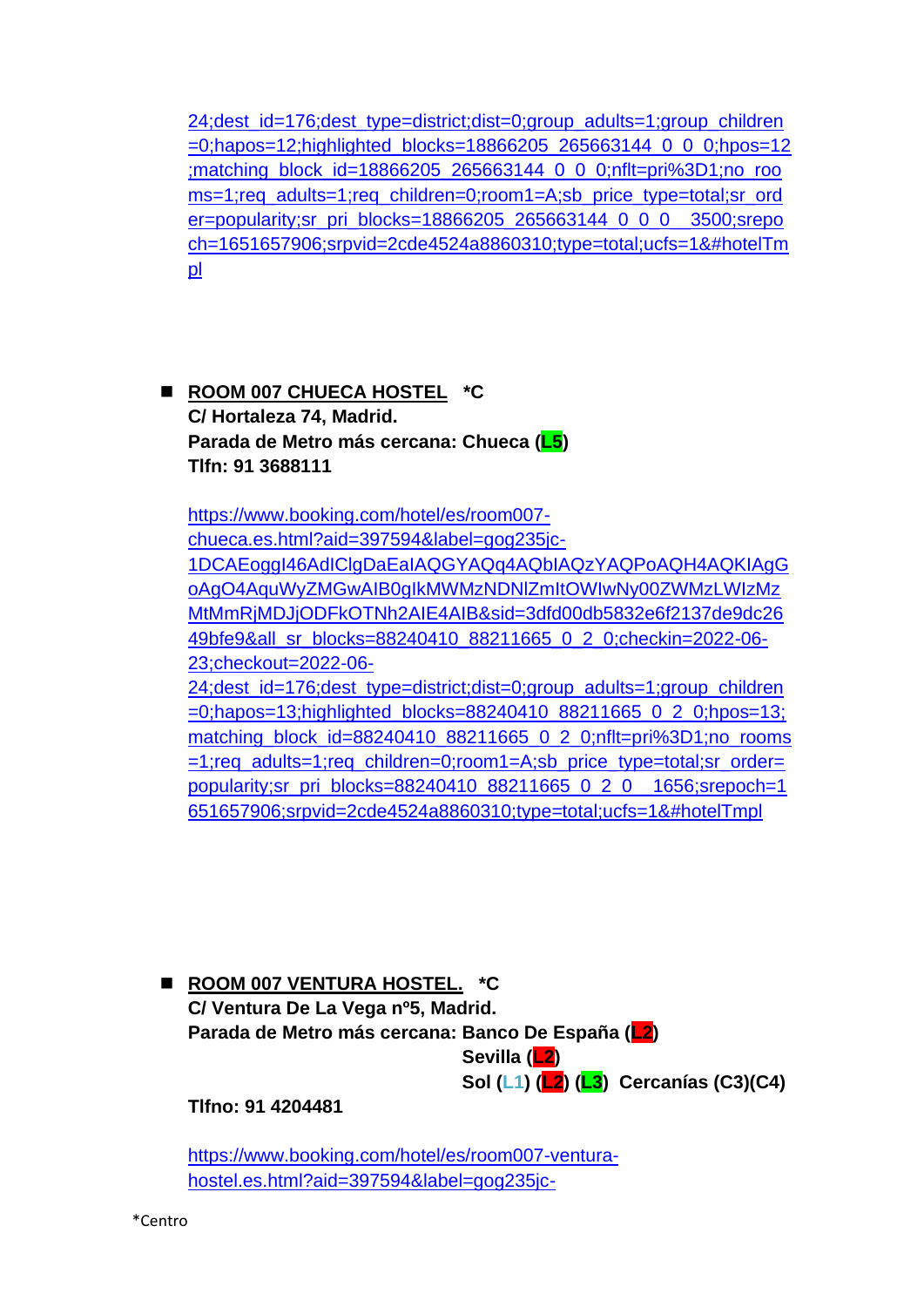24;dest_id=176;dest_type=district;dist=0;group_adults=1;group_children=0;hapos=12;highlighted_blocks=18866205_265663144_0_0_0;hpos=12;matching_block_id=18866205_265663144_0_0_0;nflt=pri%3D1;no_rooms=1;req_adults=1;req_children=0;room1=A;sb_price_type=total;sr_order=popularity;sr_pri_blocks=18866205_265663144_0_0_0__3500;srepoch=1651657906;srpvid=2cde4524a8860310;type=total;ucfs=1&#hotelTmpl

- **ROOM 007 CHUECA HOSTEL** **\*C**
  **C/ Hortaleza 74, Madrid.**
  **Parada de Metro más cercana: Chueca (L5)**
  **Tlfn: 91 3688111**

  https://www.booking.com/hotel/es/room007-chueca.es.html?aid=397594&label=gog235jc-1DCAEoggI46AdIClgDaEaIAQGYAQq4AQbIAQzYAQPoAQH4AQKIAgGoAgO4AquWyZMGwAIB0gIkMWMzNDNlZmItOWIwNy00ZWMzLWIzMzMtMmRjMDJjODFkOTNh2AIE4AIB&sid=3dfd00db5832e6f2137de9dc2649bfe9&all_sr_blocks=88240410_88211665_0_2_0;checkin=2022-06-23;checkout=2022-06-24;dest_id=176;dest_type=district;dist=0;group_adults=1;group_children=0;hapos=13;highlighted_blocks=88240410_88211665_0_2_0;hpos=13;matching_block_id=88240410_88211665_0_2_0;nflt=pri%3D1;no_rooms=1;req_adults=1;req_children=0;room1=A;sb_price_type=total;sr_order=popularity;sr_pri_blocks=88240410_88211665_0_2_0__1656;srepoch=1651657906;srpvid=2cde4524a8860310;type=total;ucfs=1&#hotelTmpl

- **ROOM 007 VENTURA HOSTEL.** **\*C**
  **C/ Ventura De La Vega nº5, Madrid.**
  **Parada de Metro más cercana: Banco De España (L2)**
  **Sevilla (L2)**
  **Sol (L1) (L2) (L3) Cercanías (C3)(C4)**
  **Tlfno: 91 4204481**

  https://www.booking.com/hotel/es/room007-ventura-hostel.es.html?aid=397594&label=gog235jc-

\*Centro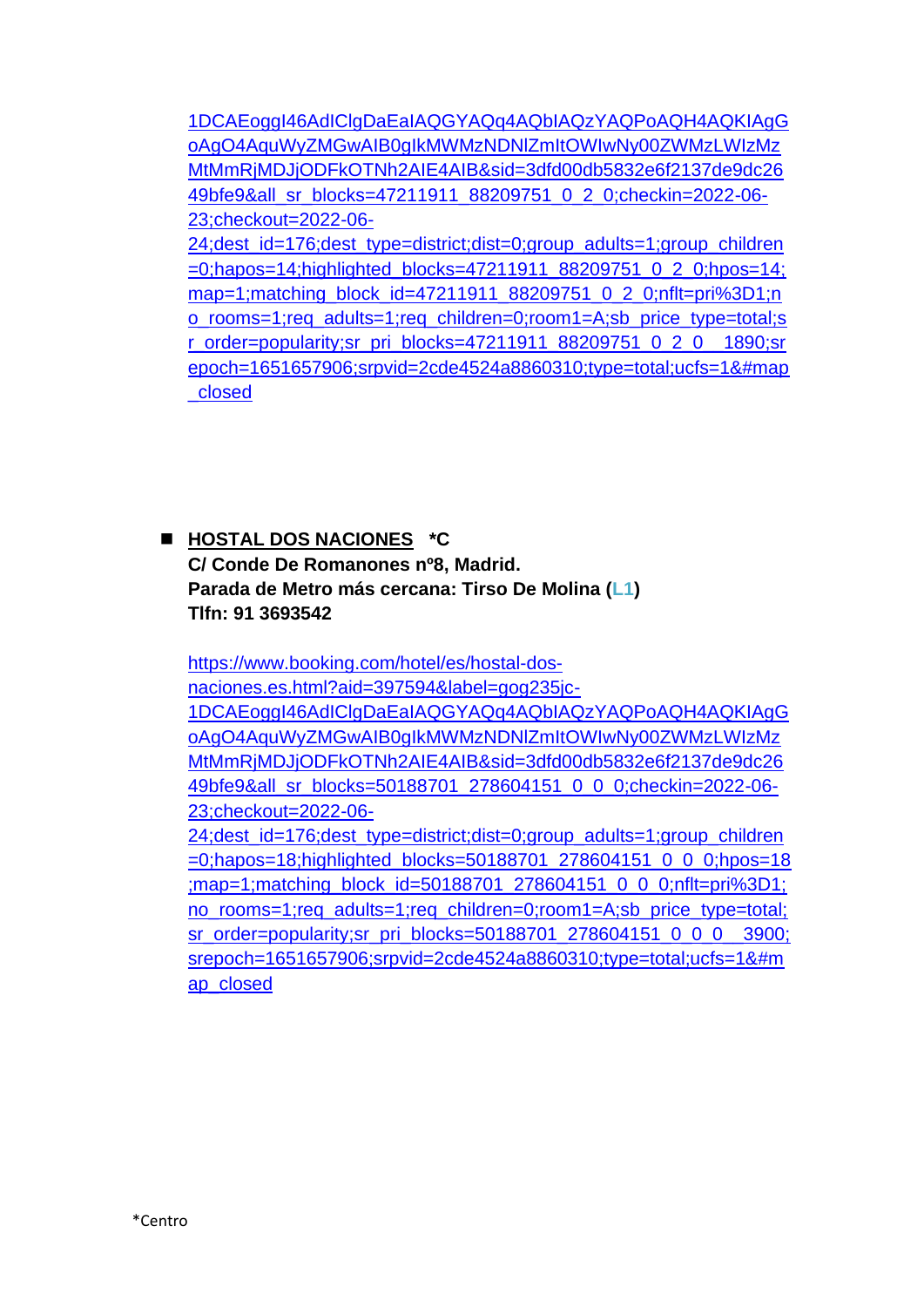1DCAEoggI46AdIClgDaEaIAQGYAQq4AQbIAQzYAQPoAQH4AQKIAgGoAgO4AquWyZMGwAIB0gIkMWMzNDNlZmItOWIwNy00ZWMzLWIzMzMtMmRjMDJjODFkOTNh2AIE4AIB&sid=3dfd00db5832e6f2137de9dc2649bfe9&all_sr_blocks=47211911_88209751_0_2_0;checkin=2022-06-23;checkout=2022-06-24;dest_id=176;dest_type=district;dist=0;group_adults=1;group_children=0;hapos=14;highlighted_blocks=47211911_88209751_0_2_0;hpos=14;map=1;matching_block_id=47211911_88209751_0_2_0;nflt=pri%3D1;no_rooms=1;req_adults=1;req_children=0;room1=A;sb_price_type=total;sr_order=popularity;sr_pri_blocks=47211911_88209751_0_2_0__1890;srepoch=1651657906;srpvid=2cde4524a8860310;type=total;ucfs=1&#map_closed

- **HOSTAL DOS NACIONES** **\*C**
  **C/ Conde De Romanones nº8, Madrid.**
  **Parada de Metro más cercana: Tirso De Molina (L1)**
  **Tlfn: 91 3693542**

  https://www.booking.com/hotel/es/hostal-dos-naciones.es.html?aid=397594&label=gog235jc-1DCAEoggI46AdIClgDaEaIAQGYAQq4AQbIAQzYAQPoAQH4AQKIAgGoAgO4AquWyZMGwAIB0gIkMWMzNDNlZmItOWIwNy00ZWMzLWIzMzMtMmRjMDJjODFkOTNh2AIE4AIB&sid=3dfd00db5832e6f2137de9dc2649bfe9&all_sr_blocks=50188701_278604151_0_0_0;checkin=2022-06-23;checkout=2022-06-24;dest_id=176;dest_type=district;dist=0;group_adults=1;group_children=0;hapos=18;highlighted_blocks=50188701_278604151_0_0_0;hpos=18;map=1;matching_block_id=50188701_278604151_0_0_0;nflt=pri%3D1;no_rooms=1;req_adults=1;req_children=0;room1=A;sb_price_type=total;sr_order=popularity;sr_pri_blocks=50188701_278604151_0_0_0__3900;srepoch=1651657906;srpvid=2cde4524a8860310;type=total;ucfs=1&#map_closed

\*Centro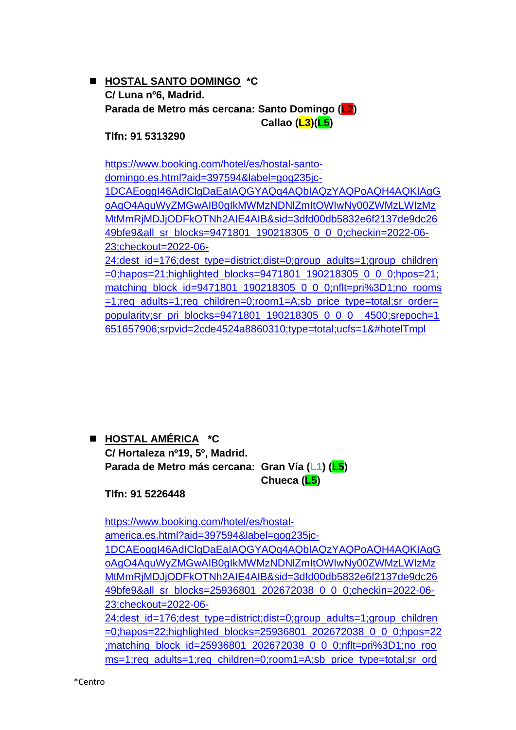- **HOSTAL SANTO DOMINGO** ***C**

  **C/ Luna nº6, Madrid.**

  **Parada de Metro más cercana: Santo Domingo (L2)**

  **Callao (L3)(L5)**

  **Tlfn: 91 5313290**

  https://www.booking.com/hotel/es/hostal-santo-domingo.es.html?aid=397594&label=gog235jc-1DCAEoggI46AdIClgDaEaIAQGYAQq4AQbIAQzYAQPoAQH4AQKIAgGoAgO4AquWyZMGwAIB0gIkMWMzNDNlZmItOWIwNy00ZWMzLWIzMzMtMmRjMDJjODFkOTNh2AIE4AIB&sid=3dfd00db5832e6f2137de9dc2649bfe9&all_sr_blocks=9471801_190218305_0_0_0;checkin=2022-06-23;checkout=2022-06-24;dest_id=176;dest_type=district;dist=0;group_adults=1;group_children=0;hapos=21;highlighted_blocks=9471801_190218305_0_0_0;hpos=21;matching_block_id=9471801_190218305_0_0_0;nflt=pri%3D1;no_rooms=1;req_adults=1;req_children=0;room1=A;sb_price_type=total;sr_order=popularity;sr_pri_blocks=9471801_190218305_0_0_0__4500;srepoch=1651657906;srpvid=2cde4524a8860310;type=total;ucfs=1&#hotelTmpl

- **HOSTAL AMÉRICA** ***C**

  **C/ Hortaleza nº19, 5º, Madrid.**

  **Parada de Metro más cercana: Gran Vía (L1) (L5)**

  **Chueca (L5)**

  **Tlfn: 91 5226448**

  https://www.booking.com/hotel/es/hostal-america.es.html?aid=397594&label=gog235jc-1DCAEoggI46AdIClgDaEaIAQGYAQq4AQbIAQzYAQPoAQH4AQKIAgGoAgO4AquWyZMGwAIB0gIkMWMzNDNlZmItOWIwNy00ZWMzLWIzMzMtMmRjMDJjODFkOTNh2AIE4AIB&sid=3dfd00db5832e6f2137de9dc2649bfe9&all_sr_blocks=25936801_202672038_0_0_0;checkin=2022-06-23;checkout=2022-06-24;dest_id=176;dest_type=district;dist=0;group_adults=1;group_children=0;hapos=22;highlighted_blocks=25936801_202672038_0_0_0;hpos=22;matching_block_id=25936801_202672038_0_0_0;nflt=pri%3D1;no_rooms=1;req_adults=1;req_children=0;room1=A;sb_price_type=total;sr_ord

*Centro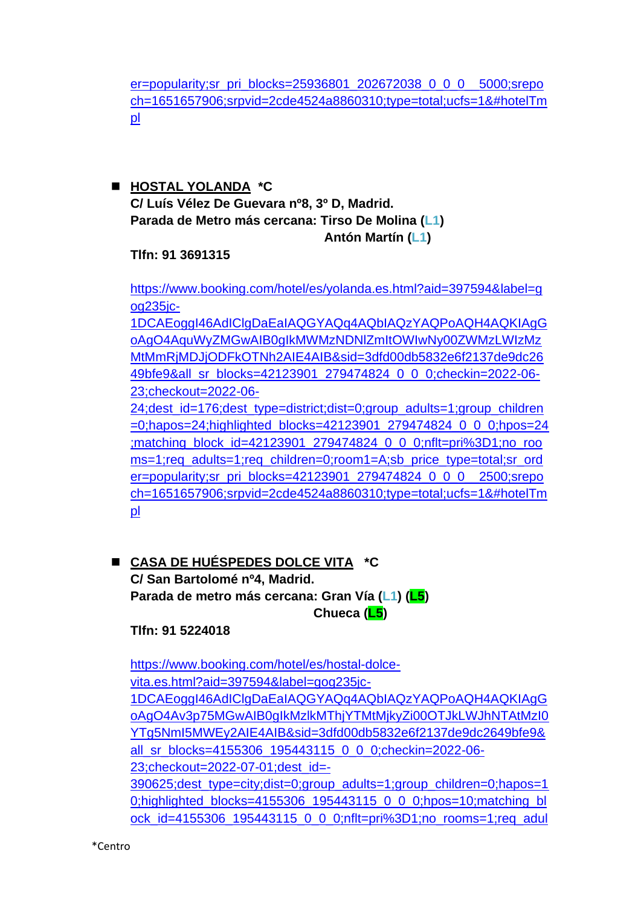er=popularity;sr_pri_blocks=25936801_202672038_0_0_0__5000;srepoch=1651657906;srpvid=2cde4524a8860310;type=total;ucfs=1&#hotelTmpl

- **HOSTAL YOLANDA *C**

  **C/ Luís Vélez De Guevara nº8, 3º D, Madrid.**

  **Parada de Metro más cercana: Tirso De Molina (L1)**
  **Antón Martín (L1)**

  **Tlfn: 91 3691315**

  https://www.booking.com/hotel/es/yolanda.es.html?aid=397594&label=gog235jc-1DCAEoggI46AdIClgDaEaIAQGYAQq4AQbIAQzYAQPoAQH4AQKIAgGoAgO4AquWyZMGwAIB0gIkMWMzNDNlZmItOWIwNy00ZWMzLWIzMzMtMmRjMDJjODFkOTNh2AIE4AIB&sid=3dfd00db5832e6f2137de9dc2649bfe9&all_sr_blocks=42123901_279474824_0_0_0;checkin=2022-06-23;checkout=2022-06-24;dest_id=176;dest_type=district;dist=0;group_adults=1;group_children=0;hapos=24;highlighted_blocks=42123901_279474824_0_0_0;hpos=24;matching_block_id=42123901_279474824_0_0_0;nflt=pri%3D1;no_rooms=1;req_adults=1;req_children=0;room1=A;sb_price_type=total;sr_order=popularity;sr_pri_blocks=42123901_279474824_0_0_0__2500;srepoch=1651657906;srpvid=2cde4524a8860310;type=total;ucfs=1&#hotelTmpl

- **CASA DE HUÉSPEDES DOLCE VITA *C**

  **C/ San Bartolomé nº4, Madrid.**

  **Parada de metro más cercana: Gran Vía (L1) (L5)**
  **Chueca (L5)**

  **Tlfn: 91 5224018**

  https://www.booking.com/hotel/es/hostal-dolce-vita.es.html?aid=397594&label=gog235jc-1DCAEoggI46AdIClgDaEaIAQGYAQq4AQbIAQzYAQPoAQH4AQKIAgGoAgO4Av3p75MGwAIB0gIkMzlkMThjYTMtMjkyZi00OTJkLWJhNTAtMzI0YTg5NmI5MWEy2AIE4AIB&sid=3dfd00db5832e6f2137de9dc2649bfe9&all_sr_blocks=4155306_195443115_0_0_0;checkin=2022-06-23;checkout=2022-07-01;dest_id=-390625;dest_type=city;dist=0;group_adults=1;group_children=0;hapos=10;highlighted_blocks=4155306_195443115_0_0_0;hpos=10;matching_block_id=4155306_195443115_0_0_0;nflt=pri%3D1;no_rooms=1;req_adul

*Centro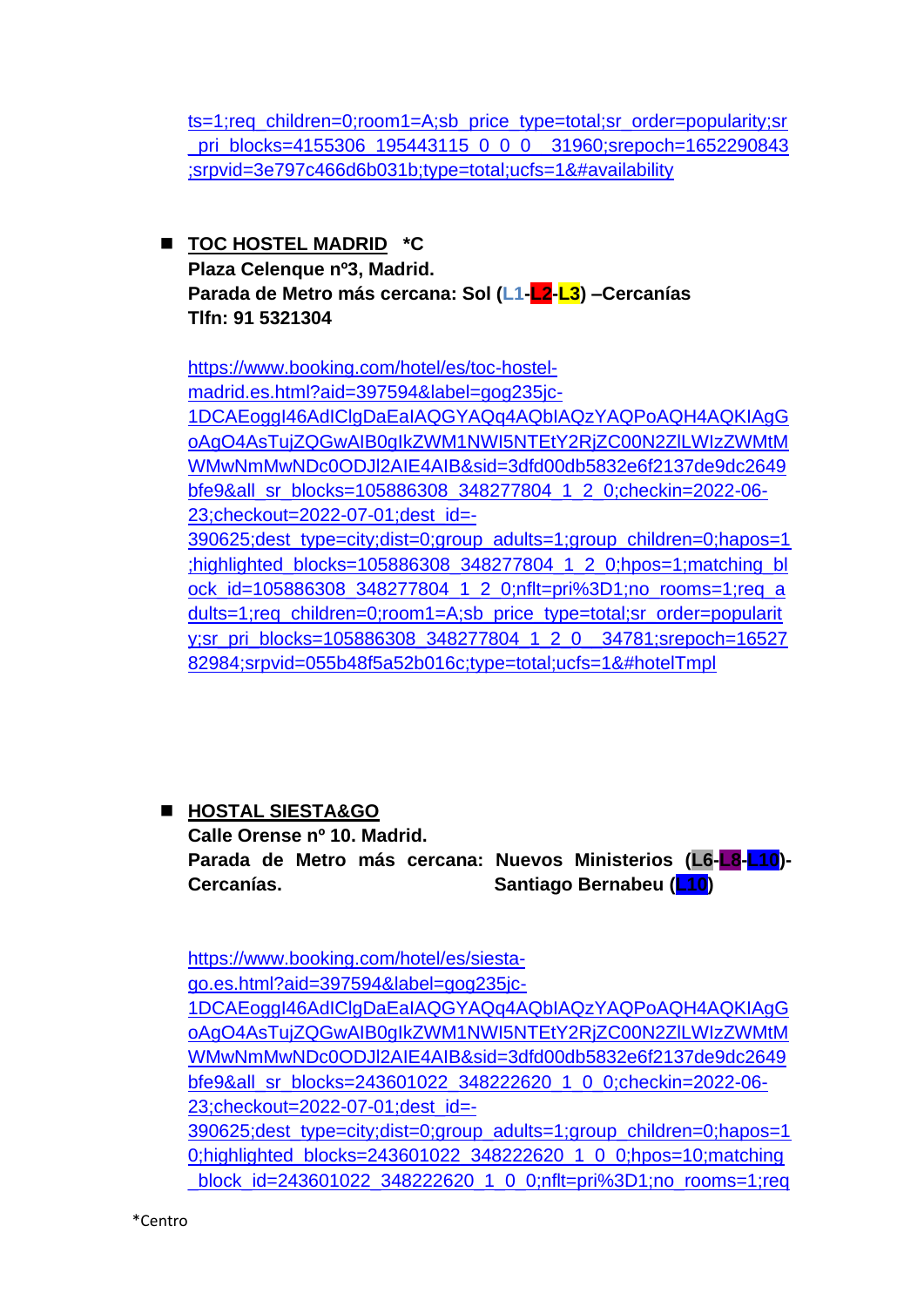ts=1;req_children=0;room1=A;sb_price_type=total;sr_order=popularity;sr_pri_blocks=4155306_195443115_0_0_0__31960;srepoch=1652290843;srpvid=3e797c466d6b031b;type=total;ucfs=1&#availability

- **TOC HOSTEL MADRID** **\*C**
  **Plaza Celenque nº3, Madrid.**
  **Parada de Metro más cercana: Sol (L1-L2-L3) –Cercanías**
  **Tlfn: 91 5321304**

  https://www.booking.com/hotel/es/toc-hostel-madrid.es.html?aid=397594&label=gog235jc-1DCAEoggI46AdIClgDaEaIAQGYAQq4AQbIAQzYAQPoAQH4AQKIAgGoAgO4AsTujZQGwAIB0gIkZWM1NWI5NTEtY2RjZC00N2ZlLWIzZWMtMWMwNmMwNDc0ODJl2AIE4AIB&sid=3dfd00db5832e6f2137de9dc2649bfe9&all_sr_blocks=105886308_348277804_1_2_0;checkin=2022-06-23;checkout=2022-07-01;dest_id=-390625;dest_type=city;dist=0;group_adults=1;group_children=0;hapos=1;highlighted_blocks=105886308_348277804_1_2_0;hpos=1;matching_block_id=105886308_348277804_1_2_0;nflt=pri%3D1;no_rooms=1;req_adults=1;req_children=0;room1=A;sb_price_type=total;sr_order=popularity;sr_pri_blocks=105886308_348277804_1_2_0__34781;srepoch=1652782984;srpvid=055b48f5a52b016c;type=total;ucfs=1&#hotelTmpl

- **HOSTAL SIESTA&GO**
  **Calle Orense nº 10. Madrid.**
  **Parada de Metro más cercana: Nuevos Ministerios (L6-L8-L10)-Cercanías. Santiago Bernabeu (L10)**

  https://www.booking.com/hotel/es/siesta-go.es.html?aid=397594&label=gog235jc-1DCAEoggI46AdIClgDaEaIAQGYAQq4AQbIAQzYAQPoAQH4AQKIAgGoAgO4AsTujZQGwAIB0gIkZWM1NWI5NTEtY2RjZC00N2ZlLWIzZWMtMWMwNmMwNDc0ODJl2AIE4AIB&sid=3dfd00db5832e6f2137de9dc2649bfe9&all_sr_blocks=243601022_348222620_1_0_0;checkin=2022-06-23;checkout=2022-07-01;dest_id=-390625;dest_type=city;dist=0;group_adults=1;group_children=0;hapos=10;highlighted_blocks=243601022_348222620_1_0_0;hpos=10;matching_block_id=243601022_348222620_1_0_0;nflt=pri%3D1;no_rooms=1;req

\*Centro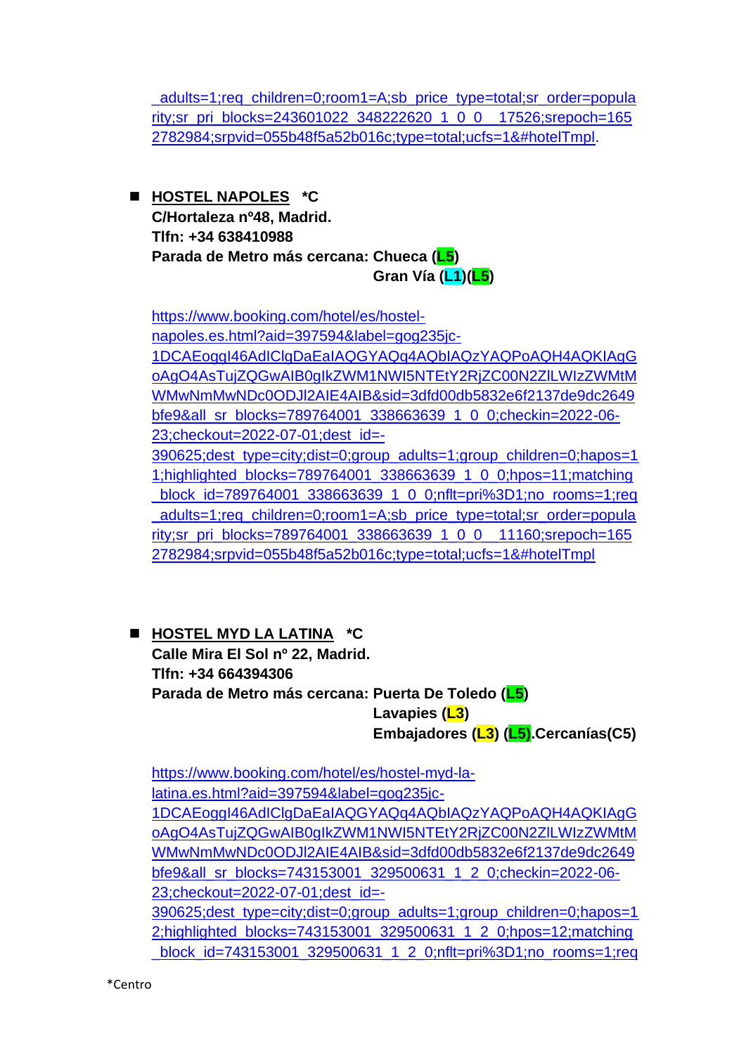_adults=1;req_children=0;room1=A;sb_price_type=total;sr_order=popularity;sr_pri_blocks=243601022_348222620_1_0_0__17526;srepoch=1652782984;srpvid=055b48f5a52b016c;type=total;ucfs=1&#hotelTmpl.

- **HOSTEL NAPOLES** **\*C**
  **C/Hortaleza nº48, Madrid.**
  **Tlfn: +34 638410988**
  **Parada de Metro más cercana: Chueca (L5)**
  **Gran Vía (L1)(L5)**

  https://www.booking.com/hotel/es/hostel-napoles.es.html?aid=397594&label=gog235jc-1DCAEoggI46AdIClgDaEaIAQGYAQq4AQbIAQzYAQPoAQH4AQKIAgGoAgO4AsTujZQGwAIB0gIkZWM1NWI5NTEtY2RjZC00N2ZlLWIzZWMtMWMwNmMwNDc0ODJl2AIE4AIB&sid=3dfd00db5832e6f2137de9dc2649bfe9&all_sr_blocks=789764001_338663639_1_0_0;checkin=2022-06-23;checkout=2022-07-01;dest_id=-390625;dest_type=city;dist=0;group_adults=1;group_children=0;hapos=11;highlighted_blocks=789764001_338663639_1_0_0;hpos=11;matching_block_id=789764001_338663639_1_0_0;nflt=pri%3D1;no_rooms=1;req_adults=1;req_children=0;room1=A;sb_price_type=total;sr_order=popularity;sr_pri_blocks=789764001_338663639_1_0_0__11160;srepoch=1652782984;srpvid=055b48f5a52b016c;type=total;ucfs=1&#hotelTmpl

- **HOSTEL MYD LA LATINA** **\*C**
  **Calle Mira El Sol nº 22, Madrid.**
  **Tlfn: +34 664394306**
  **Parada de Metro más cercana: Puerta De Toledo (L5)**
  **Lavapies (L3)**
  **Embajadores (L3) (L5).Cercanías(C5)**

  https://www.booking.com/hotel/es/hostel-myd-la-latina.es.html?aid=397594&label=gog235jc-1DCAEoggI46AdIClgDaEaIAQGYAQq4AQbIAQzYAQPoAQH4AQKIAgGoAgO4AsTujZQGwAIB0gIkZWM1NWI5NTEtY2RjZC00N2ZlLWIzZWMtMWMwNmMwNDc0ODJl2AIE4AIB&sid=3dfd00db5832e6f2137de9dc2649bfe9&all_sr_blocks=743153001_329500631_1_2_0;checkin=2022-06-23;checkout=2022-07-01;dest_id=-390625;dest_type=city;dist=0;group_adults=1;group_children=0;hapos=12;highlighted_blocks=743153001_329500631_1_2_0;hpos=12;matching_block_id=743153001_329500631_1_2_0;nflt=pri%3D1;no_rooms=1;req

*Centro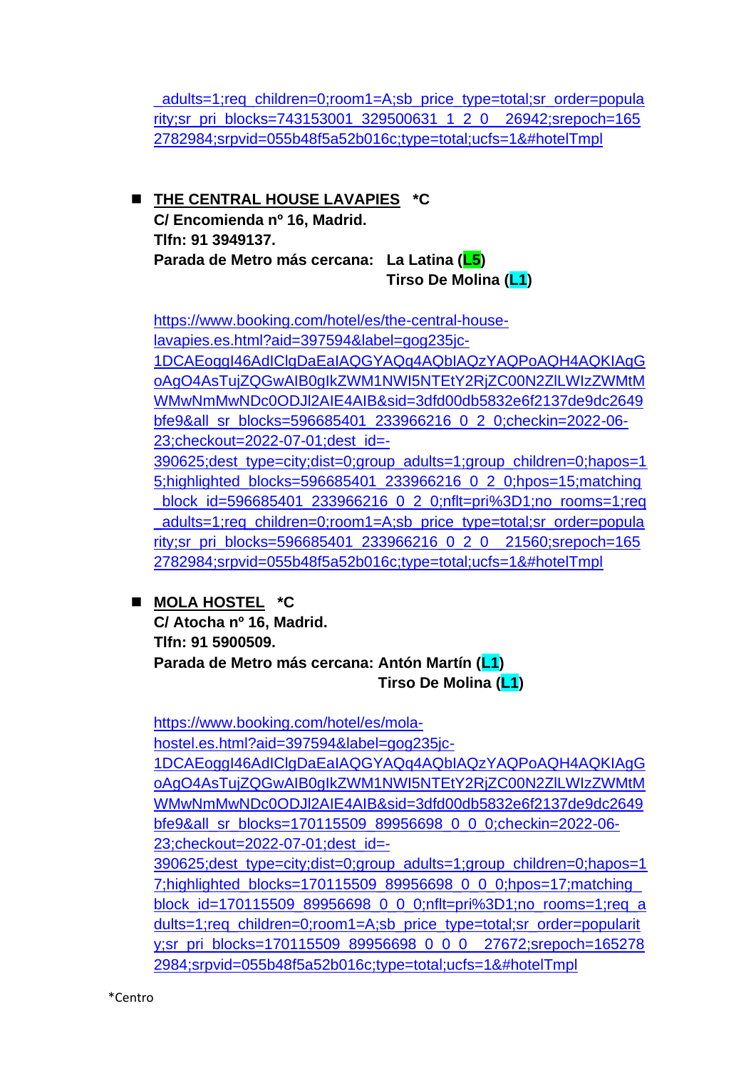_adults=1;req_children=0;room1=A;sb_price_type=total;sr_order=popularity;sr_pri_blocks=743153001_329500631_1_2_0__26942;srepoch=1652782984;srpvid=055b48f5a52b016c;type=total;ucfs=1&#hotelTmpl

- **THE CENTRAL HOUSE LAVAPIES** ***C**
  **C/ Encomienda nº 16, Madrid.**
  **Tlfn: 91 3949137.**
  **Parada de Metro más cercana: La Latina (L5)**
  **Tirso De Molina (L1)**

  https://www.booking.com/hotel/es/the-central-house-lavapies.es.html?aid=397594&label=gog235jc-1DCAEoggI46AdIClgDaEaIAQGYAQq4AQbIAQzYAQPoAQH4AQKIAgGoAgO4AsTujZQGwAIB0gIkZWM1NWI5NTEtY2RjZC00N2ZlLWIzZWMtMWMwNmMwNDc0ODJl2AIE4AIB&sid=3dfd00db5832e6f2137de9dc2649bfe9&all_sr_blocks=596685401_233966216_0_2_0;checkin=2022-06-23;checkout=2022-07-01;dest_id=-390625;dest_type=city;dist=0;group_adults=1;group_children=0;hapos=15;highlighted_blocks=596685401_233966216_0_2_0;hpos=15;matching_block_id=596685401_233966216_0_2_0;nflt=pri%3D1;no_rooms=1;req_adults=1;req_children=0;room1=A;sb_price_type=total;sr_order=popularity;sr_pri_blocks=596685401_233966216_0_2_0__21560;srepoch=1652782984;srpvid=055b48f5a52b016c;type=total;ucfs=1&#hotelTmpl

- **MOLA HOSTEL** ***C**
  **C/ Atocha nº 16, Madrid.**
  **Tlfn: 91 5900509.**
  **Parada de Metro más cercana: Antón Martín (L1)**
  **Tirso De Molina (L1)**

  https://www.booking.com/hotel/es/mola-hostel.es.html?aid=397594&label=gog235jc-1DCAEoggI46AdIClgDaEaIAQGYAQq4AQbIAQzYAQPoAQH4AQKIAgGoAgO4AsTujZQGwAIB0gIkZWM1NWI5NTEtY2RjZC00N2ZlLWIzZWMtMWMwNmMwNDc0ODJl2AIE4AIB&sid=3dfd00db5832e6f2137de9dc2649bfe9&all_sr_blocks=170115509_89956698_0_0_0;checkin=2022-06-23;checkout=2022-07-01;dest_id=-390625;dest_type=city;dist=0;group_adults=1;group_children=0;hapos=17;highlighted_blocks=170115509_89956698_0_0_0;hpos=17;matching_block_id=170115509_89956698_0_0_0;nflt=pri%3D1;no_rooms=1;req_adults=1;req_children=0;room1=A;sb_price_type=total;sr_order=popularity;sr_pri_blocks=170115509_89956698_0_0_0__27672;srepoch=1652782984;srpvid=055b48f5a52b016c;type=total;ucfs=1&#hotelTmpl

*Centro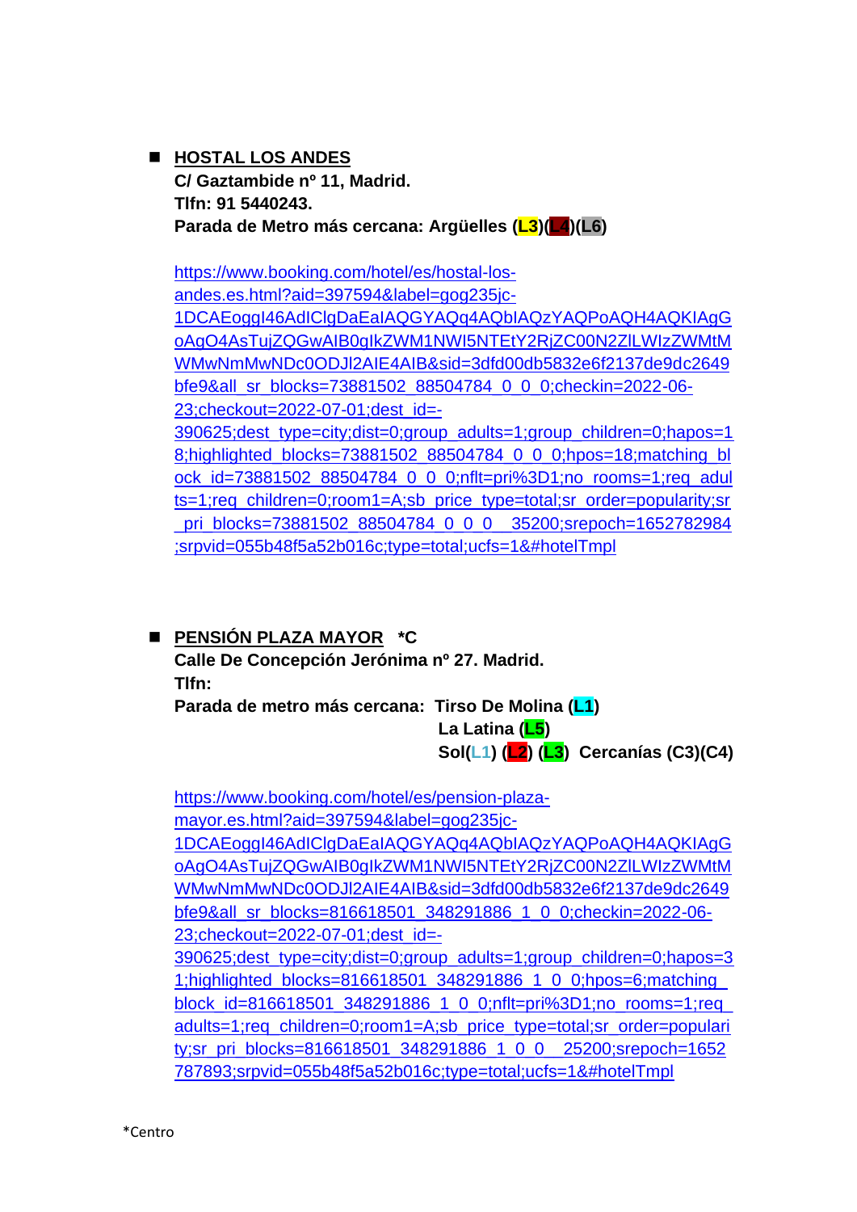- **HOSTAL LOS ANDES**
  **C/ Gaztambide nº 11, Madrid.**
  **Tlfn: 91 5440243.**
  **Parada de Metro más cercana: Argüelles (L3)(L4)(L6)**

  https://www.booking.com/hotel/es/hostal-los-andes.es.html?aid=397594&label=gog235jc-1DCAEoggI46AdIClgDaEaIAQGYAQq4AQbIAQzYAQPoAQH4AQKIAgGoAgO4AsTujZQGwAIB0gIkZWM1NWI5NTEtY2RjZC00N2ZlLWIzZWMtMWMwNmMwNDc0ODJl2AIE4AIB&sid=3dfd00db5832e6f2137de9dc2649bfe9&all_sr_blocks=73881502_88504784_0_0_0;checkin=2022-06-23;checkout=2022-07-01;dest_id=-390625;dest_type=city;dist=0;group_adults=1;group_children=0;hapos=18;highlighted_blocks=73881502_88504784_0_0_0;hpos=18;matching_block_id=73881502_88504784_0_0_0;nflt=pri%3D1;no_rooms=1;req_adults=1;req_children=0;room1=A;sb_price_type=total;sr_order=popularity;sr_pri_blocks=73881502_88504784_0_0_0__35200;srepoch=1652782984;srpvid=055b48f5a52b016c;type=total;ucfs=1&#hotelTmpl

- **PENSIÓN PLAZA MAYOR** ***C**
  **Calle De Concepción Jerónima nº 27. Madrid.**
  **Tlfn:**
  **Parada de metro más cercana: Tirso De Molina (L1)**
  **La Latina (L5)**
  **Sol(L1) (L2) (L3) Cercanías (C3)(C4)**

  https://www.booking.com/hotel/es/pension-plaza-mayor.es.html?aid=397594&label=gog235jc-1DCAEoggI46AdIClgDaEaIAQGYAQq4AQbIAQzYAQPoAQH4AQKIAgGoAgO4AsTujZQGwAIB0gIkZWM1NWI5NTEtY2RjZC00N2ZlLWIzZWMtMWMwNmMwNDc0ODJl2AIE4AIB&sid=3dfd00db5832e6f2137de9dc2649bfe9&all_sr_blocks=816618501_348291886_1_0_0;checkin=2022-06-23;checkout=2022-07-01;dest_id=-390625;dest_type=city;dist=0;group_adults=1;group_children=0;hapos=31;highlighted_blocks=816618501_348291886_1_0_0;hpos=6;matching_block_id=816618501_348291886_1_0_0;nflt=pri%3D1;no_rooms=1;req_adults=1;req_children=0;room1=A;sb_price_type=total;sr_order=popularity;sr_pri_blocks=816618501_348291886_1_0_0__25200;srepoch=1652787893;srpvid=055b48f5a52b016c;type=total;ucfs=1&#hotelTmpl

*Centro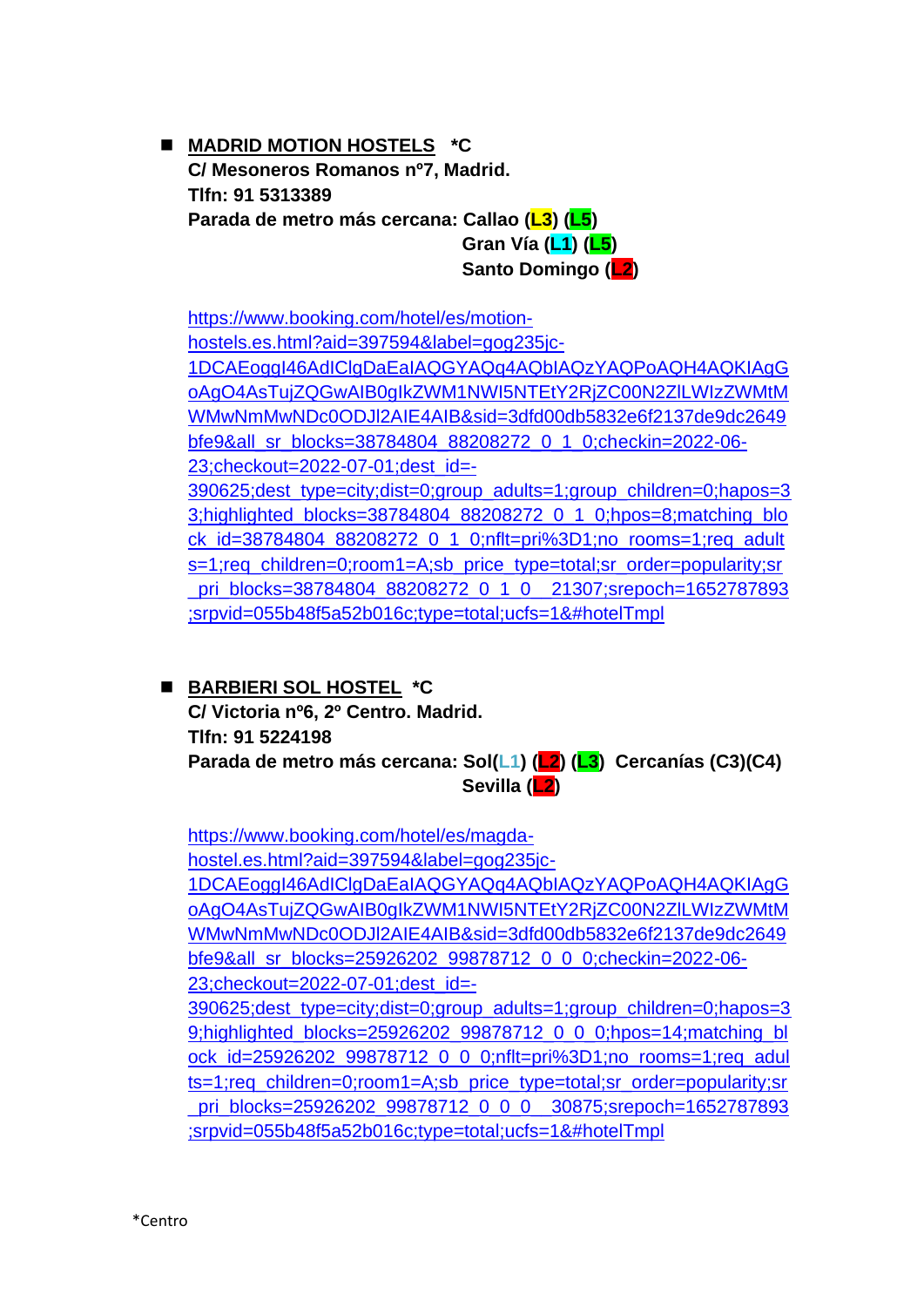- **MADRID MOTION HOSTELS** **\*C**
  **C/ Mesoneros Romanos nº7, Madrid.**
  **Tlfn: 91 5313389**
  **Parada de metro más cercana: Callao (L3) (L5)**
  **Gran Vía (L1) (L5)**
  **Santo Domingo (L2)**

  https://www.booking.com/hotel/es/motion-hostels.es.html?aid=397594&label=gog235jc-1DCAEoggI46AdIClgDaEaIAQGYAQq4AQbIAQzYAQPoAQH4AQKIAgGoAgO4AsTujZQGwAIB0gIkZWM1NWI5NTEtY2RjZC00N2ZlLWIzZWMtMWMwNmMwNDc0ODJl2AIE4AIB&sid=3dfd00db5832e6f2137de9dc2649bfe9&all_sr_blocks=38784804_88208272_0_1_0;checkin=2022-06-23;checkout=2022-07-01;dest_id=-390625;dest_type=city;dist=0;group_adults=1;group_children=0;hapos=33;highlighted_blocks=38784804_88208272_0_1_0;hpos=8;matching_block_id=38784804_88208272_0_1_0;nflt=pri%3D1;no_rooms=1;req_adults=1;req_children=0;room1=A;sb_price_type=total;sr_order=popularity;sr_pri_blocks=38784804_88208272_0_1_0__21307;srepoch=1652787893;srpvid=055b48f5a52b016c;type=total;ucfs=1&#hotelTmpl

- **BARBIERI SOL HOSTEL** **\*C**
  **C/ Victoria nº6, 2º Centro. Madrid.**
  **Tlfn: 91 5224198**
  **Parada de metro más cercana: Sol(L1) (L2) (L3) Cercanías (C3)(C4)**
  **Sevilla (L2)**

  https://www.booking.com/hotel/es/magda-hostel.es.html?aid=397594&label=gog235jc-1DCAEoggI46AdIClgDaEaIAQGYAQq4AQbIAQzYAQPoAQH4AQKIAgGoAgO4AsTujZQGwAIB0gIkZWM1NWI5NTEtY2RjZC00N2ZlLWIzZWMtMWMwNmMwNDc0ODJl2AIE4AIB&sid=3dfd00db5832e6f2137de9dc2649bfe9&all_sr_blocks=25926202_99878712_0_0_0;checkin=2022-06-23;checkout=2022-07-01;dest_id=-390625;dest_type=city;dist=0;group_adults=1;group_children=0;hapos=39;highlighted_blocks=25926202_99878712_0_0_0;hpos=14;matching_block_id=25926202_99878712_0_0_0;nflt=pri%3D1;no_rooms=1;req_adults=1;req_children=0;room1=A;sb_price_type=total;sr_order=popularity;sr_pri_blocks=25926202_99878712_0_0_0__30875;srepoch=1652787893;srpvid=055b48f5a52b016c;type=total;ucfs=1&#hotelTmpl

*Centro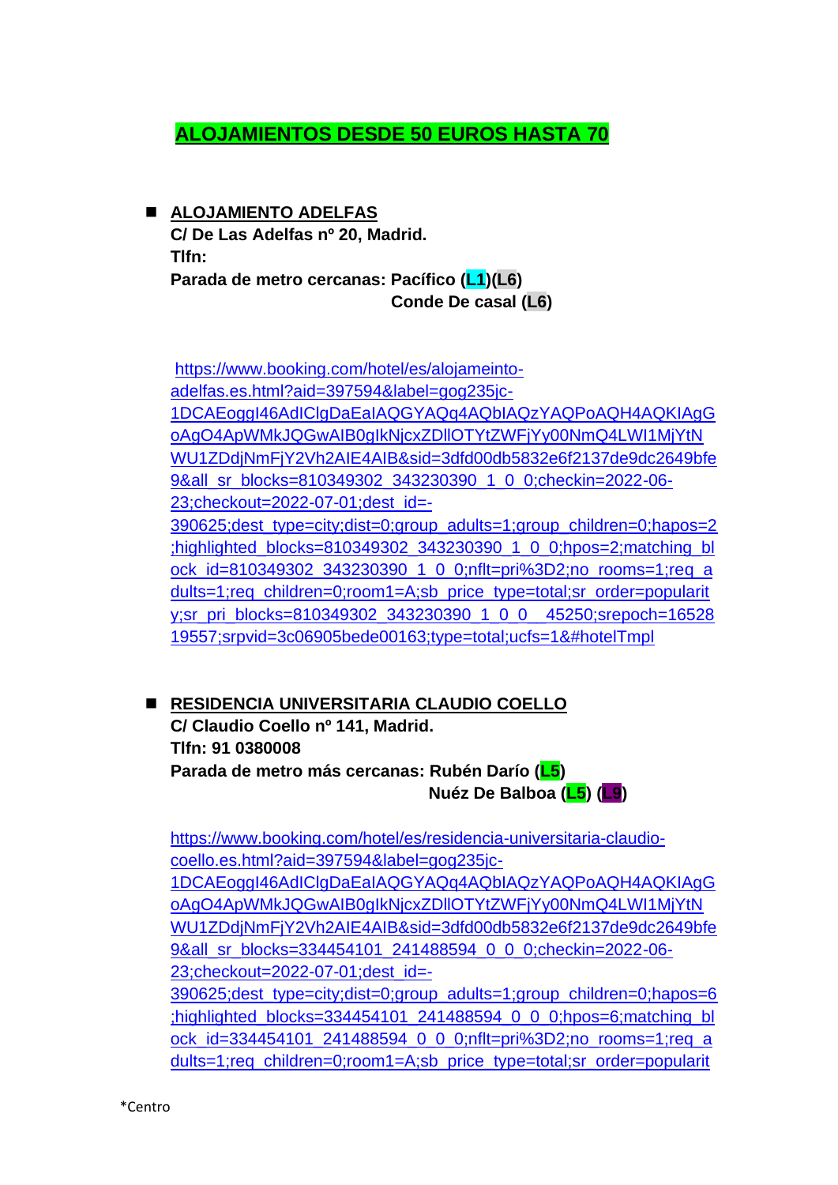## ALOJAMIENTOS DESDE 50 EUROS HASTA 70

- **ALOJAMIENTO ADELFAS**
  **C/ De Las Adelfas nº 20, Madrid.**
  **Tlfn:**
  **Parada de metro cercanas: Pacífico (L1)(L6)**
  **Conde De casal (L6)**

  https://www.booking.com/hotel/es/alojameinto-adelfas.es.html?aid=397594&label=gog235jc-1DCAEoggI46AdIClgDaEaIAQGYAQq4AQbIAQzYAQPoAQH4AQKIAgGoAgO4ApWMkJQGwAIB0gIkNjcxZDllOTYtZWFjYy00NmQ4LWI1MjYtNWU1ZDdjNmFjY2Vh2AIE4AIB&sid=3dfd00db5832e6f2137de9dc2649bfe9&all_sr_blocks=810349302_343230390_1_0_0;checkin=2022-06-23;checkout=2022-07-01;dest_id=-390625;dest_type=city;dist=0;group_adults=1;group_children=0;hapos=2;highlighted_blocks=810349302_343230390_1_0_0;hpos=2;matching_block_id=810349302_343230390_1_0_0;nflt=pri%3D2;no_rooms=1;req_adults=1;req_children=0;room1=A;sb_price_type=total;sr_order=popularity;sr_pri_blocks=810349302_343230390_1_0_0__45250;srepoch=1652819557;srpvid=3c06905bede00163;type=total;ucfs=1&#hotelTmpl

- **RESIDENCIA UNIVERSITARIA CLAUDIO COELLO**
  **C/ Claudio Coello nº 141, Madrid.**
  **Tlfn: 91 0380008**
  **Parada de metro más cercanas: Rubén Darío (L5)**
  **Nuéz De Balboa (L5) (L9)**

  https://www.booking.com/hotel/es/residencia-universitaria-claudio-coello.es.html?aid=397594&label=gog235jc-1DCAEoggI46AdIClgDaEaIAQGYAQq4AQbIAQzYAQPoAQH4AQKIAgGoAgO4ApWMkJQGwAIB0gIkNjcxZDllOTYtZWFjYy00NmQ4LWI1MjYtNWU1ZDdjNmFjY2Vh2AIE4AIB&sid=3dfd00db5832e6f2137de9dc2649bfe9&all_sr_blocks=334454101_241488594_0_0_0;checkin=2022-06-23;checkout=2022-07-01;dest_id=-390625;dest_type=city;dist=0;group_adults=1;group_children=0;hapos=6;highlighted_blocks=334454101_241488594_0_0_0;hpos=6;matching_block_id=334454101_241488594_0_0_0;nflt=pri%3D2;no_rooms=1;req_adults=1;req_children=0;room1=A;sb_price_type=total;sr_order=popularit

*Centro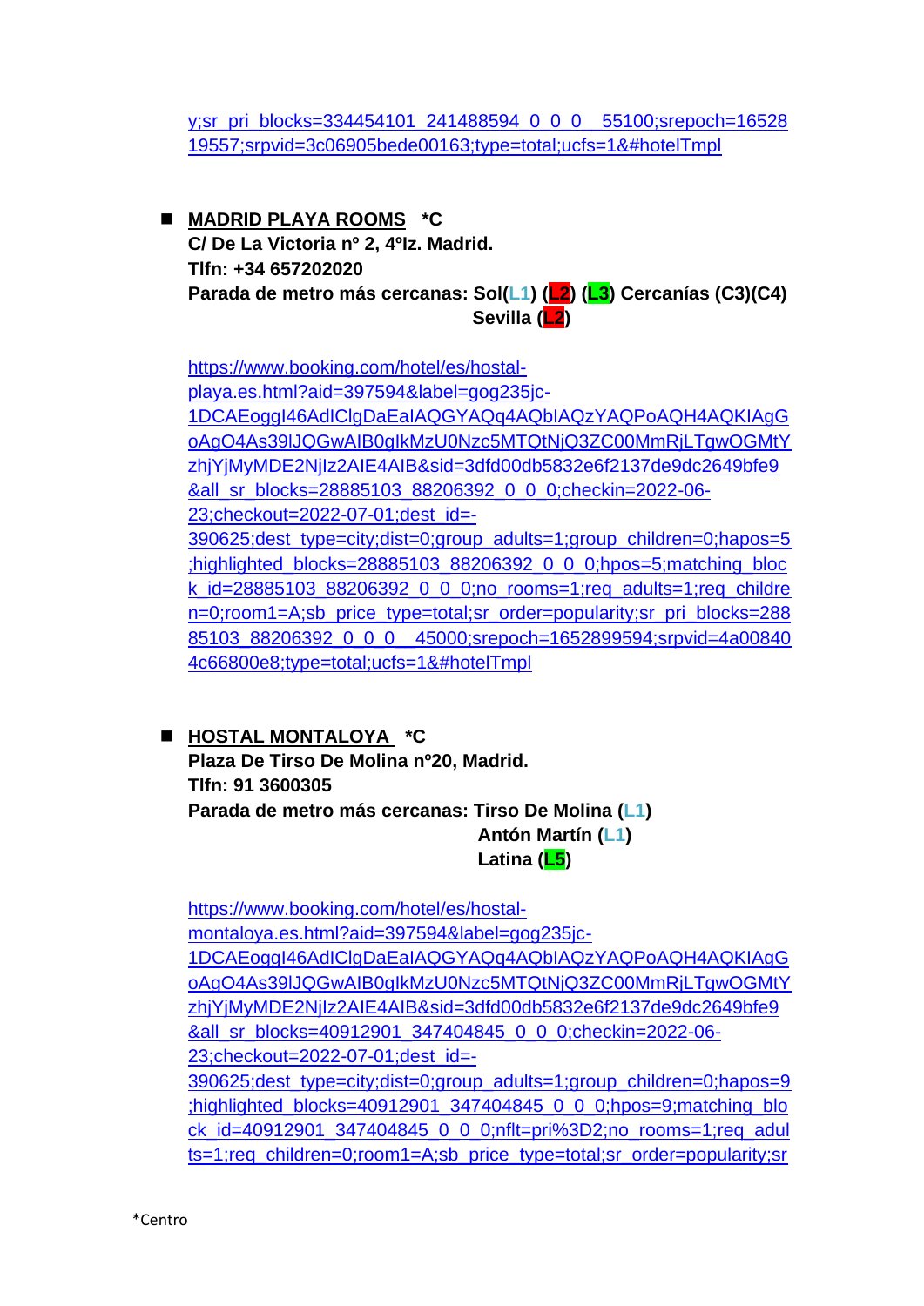y;sr_pri_blocks=334454101_241488594_0_0_0__55100;srepoch=1652819557;srpvid=3c06905bede00163;type=total;ucfs=1&#hotelTmpl

- **MADRID PLAYA ROOMS** **\*C**
  **C/ De La Victoria nº 2, 4ºIz. Madrid.**
  **Tlfn: +34 657202020**
  **Parada de metro más cercanas: Sol(L1) (L2) (L3) Cercanías (C3)(C4)**
  **Sevilla (L2)**

  https://www.booking.com/hotel/es/hostal-playa.es.html?aid=397594&label=gog235jc-1DCAEoggI46AdIClgDaEaIAQGYAQq4AQbIAQzYAQPoAQH4AQKIAgGoAgO4As39lJQGwAIB0gIkMzU0Nzc5MTQtNjQ3ZC00MmRjLTgwOGMtYzhjYjMyMDE2NjIz2AIE4AIB&sid=3dfd00db5832e6f2137de9dc2649bfe9&all_sr_blocks=28885103_88206392_0_0_0;checkin=2022-06-23;checkout=2022-07-01;dest_id=-390625;dest_type=city;dist=0;group_adults=1;group_children=0;hapos=5;highlighted_blocks=28885103_88206392_0_0_0;hpos=5;matching_block_id=28885103_88206392_0_0_0;no_rooms=1;req_adults=1;req_children=0;room1=A;sb_price_type=total;sr_order=popularity;sr_pri_blocks=28885103_88206392_0_0_0__45000;srepoch=1652899594;srpvid=4a008404c66800e8;type=total;ucfs=1&#hotelTmpl

- **HOSTAL MONTALOYA** **\*C**
  **Plaza De Tirso De Molina nº20, Madrid.**
  **Tlfn: 91 3600305**
  **Parada de metro más cercanas: Tirso De Molina (L1)**
  **Antón Martín (L1)**
  **Latina (L5)**

  https://www.booking.com/hotel/es/hostal-montaloya.es.html?aid=397594&label=gog235jc-1DCAEoggI46AdIClgDaEaIAQGYAQq4AQbIAQzYAQPoAQH4AQKIAgGoAgO4As39lJQGwAIB0gIkMzU0Nzc5MTQtNjQ3ZC00MmRjLTgwOGMtYzhjYjMyMDE2NjIz2AIE4AIB&sid=3dfd00db5832e6f2137de9dc2649bfe9&all_sr_blocks=40912901_347404845_0_0_0;checkin=2022-06-23;checkout=2022-07-01;dest_id=-390625;dest_type=city;dist=0;group_adults=1;group_children=0;hapos=9;highlighted_blocks=40912901_347404845_0_0_0;hpos=9;matching_block_id=40912901_347404845_0_0_0;nflt=pri%3D2;no_rooms=1;req_adults=1;req_children=0;room1=A;sb_price_type=total;sr_order=popularity;sr

*Centro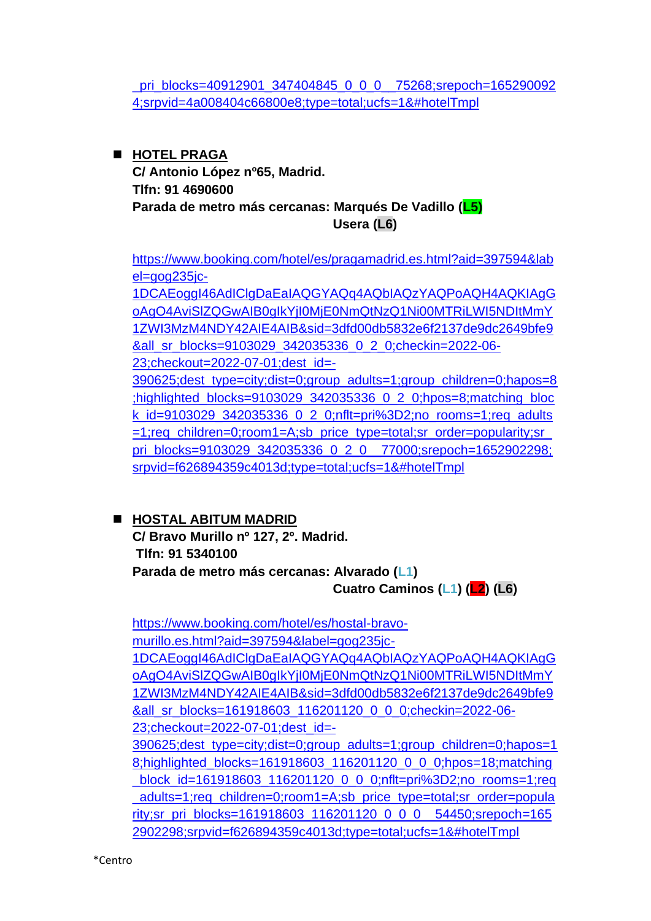_pri_blocks=40912901_347404845_0_0_0__75268;srepoch=1652900924;srpvid=4a008404c66800e8;type=total;ucfs=1&#hotelTmpl

- **HOTEL PRAGA**
  **C/ Antonio López nº65, Madrid.**
  **Tlfn: 91 4690600**
  **Parada de metro más cercanas: Marqués De Vadillo (L5)**
  **Usera (L6)**

  https://www.booking.com/hotel/es/pragamadrid.es.html?aid=397594&label=gog235jc-1DCAEoggI46AdIClgDaEaIAQGYAQq4AQbIAQzYAQPoAQH4AQKIAgGoAgO4AviSlZQGwAIB0gIkYjI0MjE0NmQtNzQ1Ni00MTRiLWI5NDItMmY1ZWI3MzM4NDY42AIE4AIB&sid=3dfd00db5832e6f2137de9dc2649bfe9&all_sr_blocks=9103029_342035336_0_2_0;checkin=2022-06-23;checkout=2022-07-01;dest_id=-390625;dest_type=city;dist=0;group_adults=1;group_children=0;hapos=8;highlighted_blocks=9103029_342035336_0_2_0;hpos=8;matching_block_id=9103029_342035336_0_2_0;nflt=pri%3D2;no_rooms=1;req_adults=1;req_children=0;room1=A;sb_price_type=total;sr_order=popularity;sr_pri_blocks=9103029_342035336_0_2_0__77000;srepoch=1652902298;srpvid=f626894359c4013d;type=total;ucfs=1&#hotelTmpl

- **HOSTAL ABITUM MADRID**
  **C/ Bravo Murillo nº 127, 2º. Madrid.**
  **Tlfn: 91 5340100**
  **Parada de metro más cercanas: Alvarado (L1)**
  **Cuatro Caminos (L1) (L2) (L6)**

  https://www.booking.com/hotel/es/hostal-bravo-murillo.es.html?aid=397594&label=gog235jc-1DCAEoggI46AdIClgDaEaIAQGYAQq4AQbIAQzYAQPoAQH4AQKIAgGoAgO4AviSlZQGwAIB0gIkYjI0MjE0NmQtNzQ1Ni00MTRiLWI5NDItMmY1ZWI3MzM4NDY42AIE4AIB&sid=3dfd00db5832e6f2137de9dc2649bfe9&all_sr_blocks=161918603_116201120_0_0_0;checkin=2022-06-23;checkout=2022-07-01;dest_id=-390625;dest_type=city;dist=0;group_adults=1;group_children=0;hapos=18;highlighted_blocks=161918603_116201120_0_0_0;hpos=18;matching_block_id=161918603_116201120_0_0_0;nflt=pri%3D2;no_rooms=1;req_adults=1;req_children=0;room1=A;sb_price_type=total;sr_order=popularity;sr_pri_blocks=161918603_116201120_0_0_0__54450;srepoch=1652902298;srpvid=f626894359c4013d;type=total;ucfs=1&#hotelTmpl

*Centro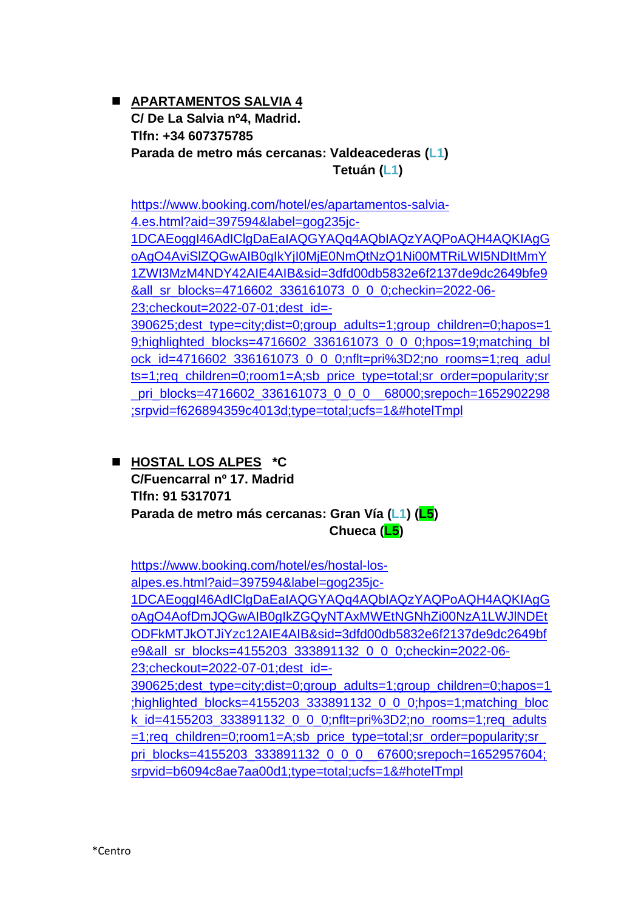- **APARTAMENTOS SALVIA 4**
  **C/ De La Salvia nº4, Madrid.**
  **Tlfn: +34 607375785**
  **Parada de metro más cercanas: Valdeacederas (L1)**
  **Tetuán (L1)**

  https://www.booking.com/hotel/es/apartamentos-salvia-4.es.html?aid=397594&label=gog235jc-1DCAEoggI46AdIClgDaEaIAQGYAQq4AQbIAQzYAQPoAQH4AQKIAgGoAgO4AviSlZQGwAIB0gIkYjI0MjE0NmQtNzQ1Ni00MTRiLWI5NDItMmY1ZWI3MzM4NDY42AIE4AIB&sid=3dfd00db5832e6f2137de9dc2649bfe9&all_sr_blocks=4716602_336161073_0_0_0;checkin=2022-06-23;checkout=2022-07-01;dest_id=-390625;dest_type=city;dist=0;group_adults=1;group_children=0;hapos=19;highlighted_blocks=4716602_336161073_0_0_0;hpos=19;matching_block_id=4716602_336161073_0_0_0;nflt=pri%3D2;no_rooms=1;req_adults=1;req_children=0;room1=A;sb_price_type=total;sr_order=popularity;sr_pri_blocks=4716602_336161073_0_0_0__68000;srepoch=1652902298;srpvid=f626894359c4013d;type=total;ucfs=1&#hotelTmpl

- **HOSTAL LOS ALPES \*C**
  **C/Fuencarral nº 17. Madrid**
  **Tlfn: 91 5317071**
  **Parada de metro más cercanas: Gran Vía (L1) (L5)**
  **Chueca (L5)**

  https://www.booking.com/hotel/es/hostal-los-alpes.es.html?aid=397594&label=gog235jc-1DCAEoggI46AdIClgDaEaIAQGYAQq4AQbIAQzYAQPoAQH4AQKIAgGoAgO4AofDmJQGwAIB0gIkZGQyNTAxMWEtNGNhZi00NzA1LWJlNDEtODFkMTJkOTJiYzc12AIE4AIB&sid=3dfd00db5832e6f2137de9dc2649bfe9&all_sr_blocks=4155203_333891132_0_0_0;checkin=2022-06-23;checkout=2022-07-01;dest_id=-390625;dest_type=city;dist=0;group_adults=1;group_children=0;hapos=1;highlighted_blocks=4155203_333891132_0_0_0;hpos=1;matching_block_id=4155203_333891132_0_0_0;nflt=pri%3D2;no_rooms=1;req_adults=1;req_children=0;room1=A;sb_price_type=total;sr_order=popularity;sr_pri_blocks=4155203_333891132_0_0_0__67600;srepoch=1652957604;srpvid=b6094c8ae7aa00d1;type=total;ucfs=1&#hotelTmpl

\*Centro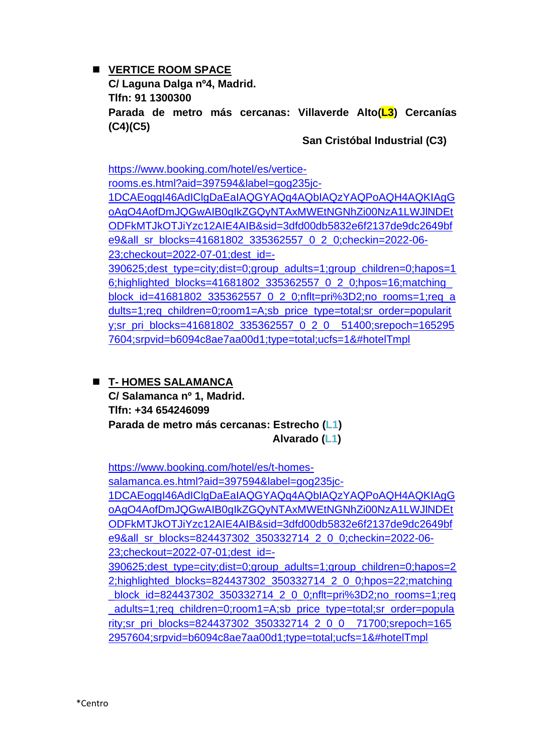- **<u>VERTICE ROOM SPACE</u>**
  **C/ Laguna Dalga nº4, Madrid.**
  **Tlfn: 91 1300300**
  **Parada de metro más cercanas: Villaverde Alto(L3) Cercanías (C4)(C5)**
  **San Cristóbal Industrial (C3)**

  https://www.booking.com/hotel/es/vertice-rooms.es.html?aid=397594&label=gog235jc-1DCAEoggI46AdIClgDaEaIAQGYAQq4AQbIAQzYAQPoAQH4AQKIAgGoAgO4AofDmJQGwAIB0gIkZGQyNTAxMWEtNGNhZi00NzA1LWJlNDEtODFkMTJkOTJiYzc12AIE4AIB&sid=3dfd00db5832e6f2137de9dc2649bfe9&all_sr_blocks=41681802_335362557_0_2_0;checkin=2022-06-23;checkout=2022-07-01;dest_id=-390625;dest_type=city;dist=0;group_adults=1;group_children=0;hapos=16;highlighted_blocks=41681802_335362557_0_2_0;hpos=16;matching_block_id=41681802_335362557_0_2_0;nflt=pri%3D2;no_rooms=1;req_adults=1;req_children=0;room1=A;sb_price_type=total;sr_order=popularity;sr_pri_blocks=41681802_335362557_0_2_0__51400;srepoch=1652957604;srpvid=b6094c8ae7aa00d1;type=total;ucfs=1&#hotelTmpl

- **<u>T- HOMES SALAMANCA</u>**
  **C/ Salamanca nº 1, Madrid.**
  **Tlfn: +34 654246099**
  **Parada de metro más cercanas: Estrecho (L1)**
  **Alvarado (L1)**

  https://www.booking.com/hotel/es/t-homes-salamanca.es.html?aid=397594&label=gog235jc-1DCAEoggI46AdIClgDaEaIAQGYAQq4AQbIAQzYAQPoAQH4AQKIAgGoAgO4AofDmJQGwAIB0gIkZGQyNTAxMWEtNGNhZi00NzA1LWJlNDEtODFkMTJkOTJiYzc12AIE4AIB&sid=3dfd00db5832e6f2137de9dc2649bfe9&all_sr_blocks=824437302_350332714_2_0_0;checkin=2022-06-23;checkout=2022-07-01;dest_id=-390625;dest_type=city;dist=0;group_adults=1;group_children=0;hapos=22;highlighted_blocks=824437302_350332714_2_0_0;hpos=22;matching_block_id=824437302_350332714_2_0_0;nflt=pri%3D2;no_rooms=1;req_adults=1;req_children=0;room1=A;sb_price_type=total;sr_order=popularity;sr_pri_blocks=824437302_350332714_2_0_0__71700;srepoch=1652957604;srpvid=b6094c8ae7aa00d1;type=total;ucfs=1&#hotelTmpl

*Centro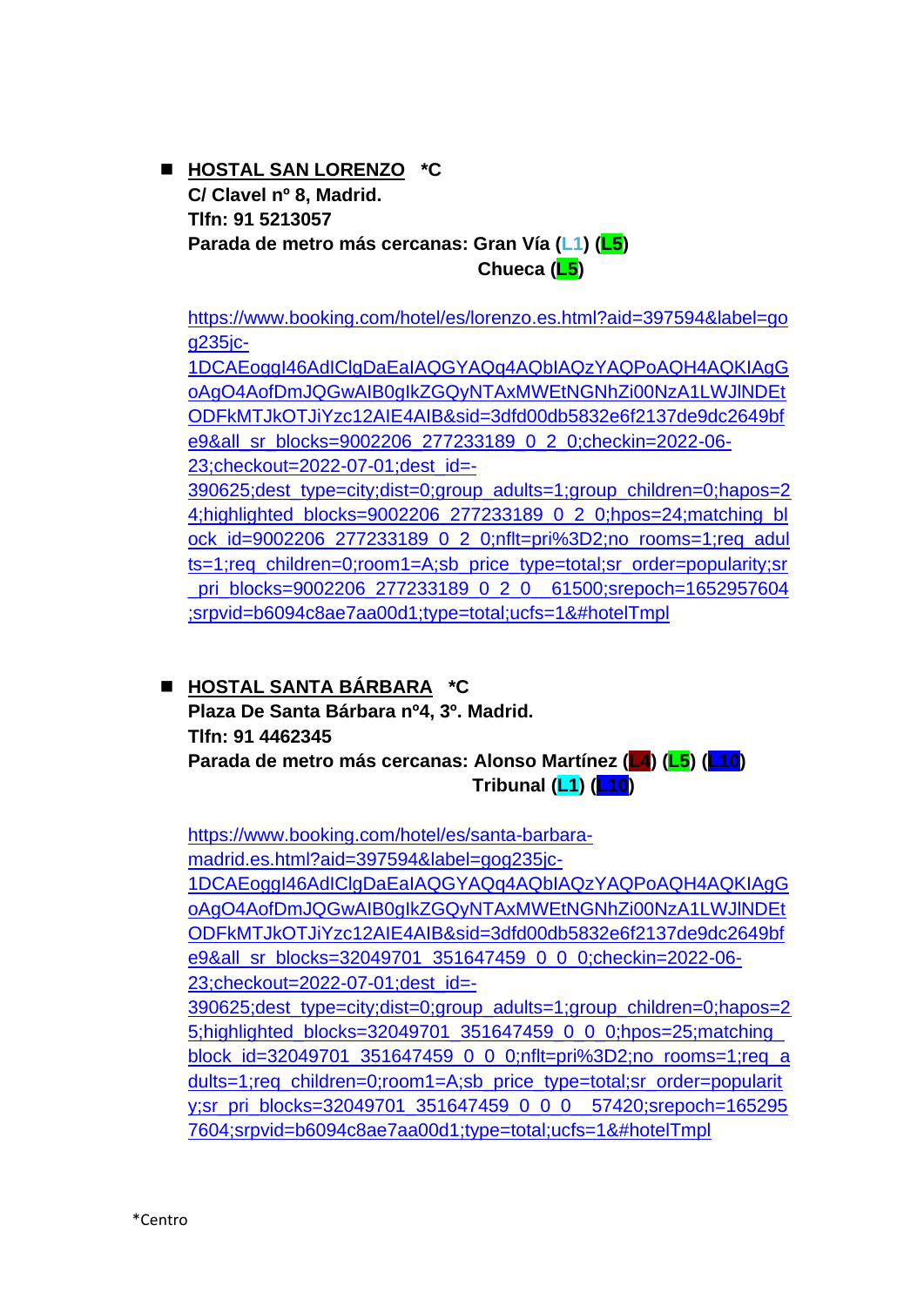- **HOSTAL SAN LORENZO** *C
  **C/ Clavel nº 8, Madrid.**
  **Tlfn: 91 5213057**
  **Parada de metro más cercanas: Gran Vía (L1) (L5)**
  **Chueca (L5)**

  https://www.booking.com/hotel/es/lorenzo.es.html?aid=397594&label=gog235jc-1DCAEoggI46AdIClgDaEaIAQGYAQg4AQbIAQzYAQPoAQH4AQKIAgGoAgO4AofDmJQGwAIB0gIkZGQyNTAxMWEtNGNhZi00NzA1LWJlNDEtODFkMTJkOTJiYzc12AIE4AIB&sid=3dfd00db5832e6f2137de9dc2649bfe9&all_sr_blocks=9002206_277233189_0_2_0;checkin=2022-06-23;checkout=2022-07-01;dest_id=-390625;dest_type=city;dist=0;group_adults=1;group_children=0;hapos=24;highlighted_blocks=9002206_277233189_0_2_0;hpos=24;matching_block_id=9002206_277233189_0_2_0;nflt=pri%3D2;no_rooms=1;req_adults=1;req_children=0;room1=A;sb_price_type=total;sr_order=popularity;sr_pri_blocks=9002206_277233189_0_2_0__61500;srepoch=1652957604;srpvid=b6094c8ae7aa00d1;type=total;ucfs=1&#hotelTmpl

- **HOSTAL SANTA BÁRBARA** *C
  **Plaza De Santa Bárbara nº4, 3º. Madrid.**
  **Tlfn: 91 4462345**
  **Parada de metro más cercanas: Alonso Martínez (L4) (L5) (L10)**
  **Tribunal (L1) (L10)**

  https://www.booking.com/hotel/es/santa-barbara-madrid.es.html?aid=397594&label=gog235jc-1DCAEoggI46AdIClgDaEaIAQGYAQg4AQbIAQzYAQPoAQH4AQKIAgGoAgO4AofDmJQGwAIB0gIkZGQyNTAxMWEtNGNhZi00NzA1LWJlNDEtODFkMTJkOTJiYzc12AIE4AIB&sid=3dfd00db5832e6f2137de9dc2649bfe9&all_sr_blocks=32049701_351647459_0_0_0;checkin=2022-06-23;checkout=2022-07-01;dest_id=-390625;dest_type=city;dist=0;group_adults=1;group_children=0;hapos=25;highlighted_blocks=32049701_351647459_0_0_0;hpos=25;matching_block_id=32049701_351647459_0_0_0;nflt=pri%3D2;no_rooms=1;req_adults=1;req_children=0;room1=A;sb_price_type=total;sr_order=popularity;sr_pri_blocks=32049701_351647459_0_0_0__57420;srepoch=1652957604;srpvid=b6094c8ae7aa00d1;type=total;ucfs=1&#hotelTmpl

*Centro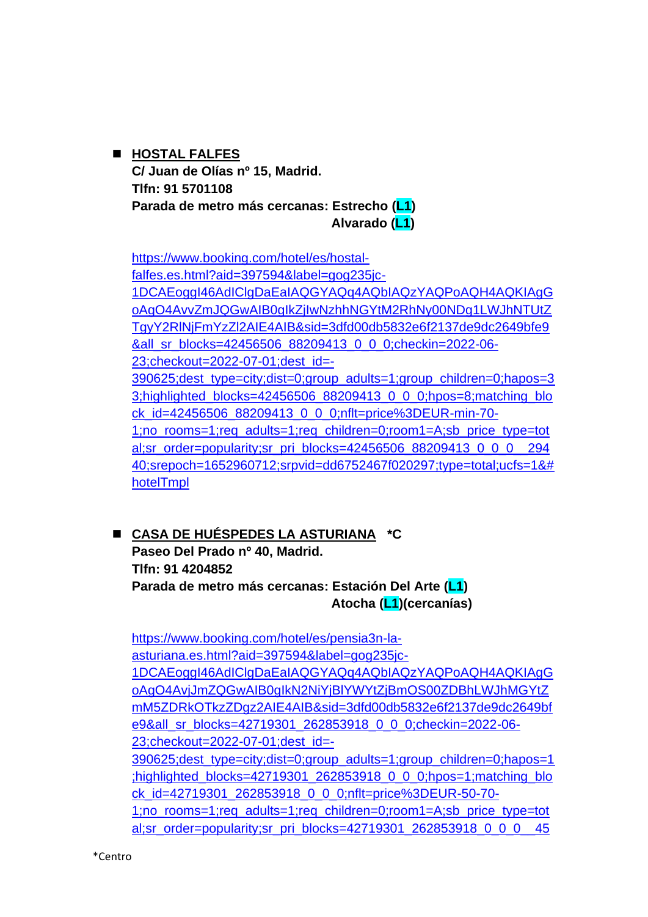- **HOSTAL FALFES**
  **C/ Juan de Olías nº 15, Madrid.**
  **Tlfn: 91 5701108**
  **Parada de metro más cercanas: Estrecho (L1)**
  **Alvarado (L1)**

  https://www.booking.com/hotel/es/hostal-falfes.es.html?aid=397594&label=gog235jc-1DCAEoggI46AdIClgDaEaIAQGYAQq4AQbIAQzYAQPoAQH4AQKIAgGoAgO4AvvZmJQGwAIB0gIkZjIwNzhhNGYtM2RhNy00NDg1LWJhNTUtZTgyY2RlNjFmYzZl2AIE4AIB&sid=3dfd00db5832e6f2137de9dc2649bfe9&all_sr_blocks=42456506_88209413_0_0_0;checkin=2022-06-23;checkout=2022-07-01;dest_id=-390625;dest_type=city;dist=0;group_adults=1;group_children=0;hapos=33;highlighted_blocks=42456506_88209413_0_0_0;hpos=8;matching_block_id=42456506_88209413_0_0_0;nflt=price%3DEUR-min-70-1;no_rooms=1;req_adults=1;req_children=0;room1=A;sb_price_type=total;sr_order=popularity;sr_pri_blocks=42456506_88209413_0_0_0__29440;srepoch=1652960712;srpvid=dd6752467f020297;type=total;ucfs=1&#hotelTmpl

- **CASA DE HUÉSPEDES LA ASTURIANA *C**
  **Paseo Del Prado nº 40, Madrid.**
  **Tlfn: 91 4204852**
  **Parada de metro más cercanas: Estación Del Arte (L1)**
  **Atocha (L1)(cercanías)**

  https://www.booking.com/hotel/es/pensia3n-la-asturiana.es.html?aid=397594&label=gog235jc-1DCAEoggI46AdIClgDaEaIAQGYAQq4AQbIAQzYAQPoAQH4AQKIAgGoAgO4AvjJmZQGwAIB0gIkN2NiYjBlYWYtZjBmOS00ZDBhLWJhMGYtZmM5ZDRkOTkzZDgz2AIE4AIB&sid=3dfd00db5832e6f2137de9dc2649bfe9&all_sr_blocks=42719301_262853918_0_0_0;checkin=2022-06-23;checkout=2022-07-01;dest_id=-390625;dest_type=city;dist=0;group_adults=1;group_children=0;hapos=1;highlighted_blocks=42719301_262853918_0_0_0;hpos=1;matching_block_id=42719301_262853918_0_0_0;nflt=price%3DEUR-50-70-1;no_rooms=1;req_adults=1;req_children=0;room1=A;sb_price_type=total;sr_order=popularity;sr_pri_blocks=42719301_262853918_0_0_0__45

*Centro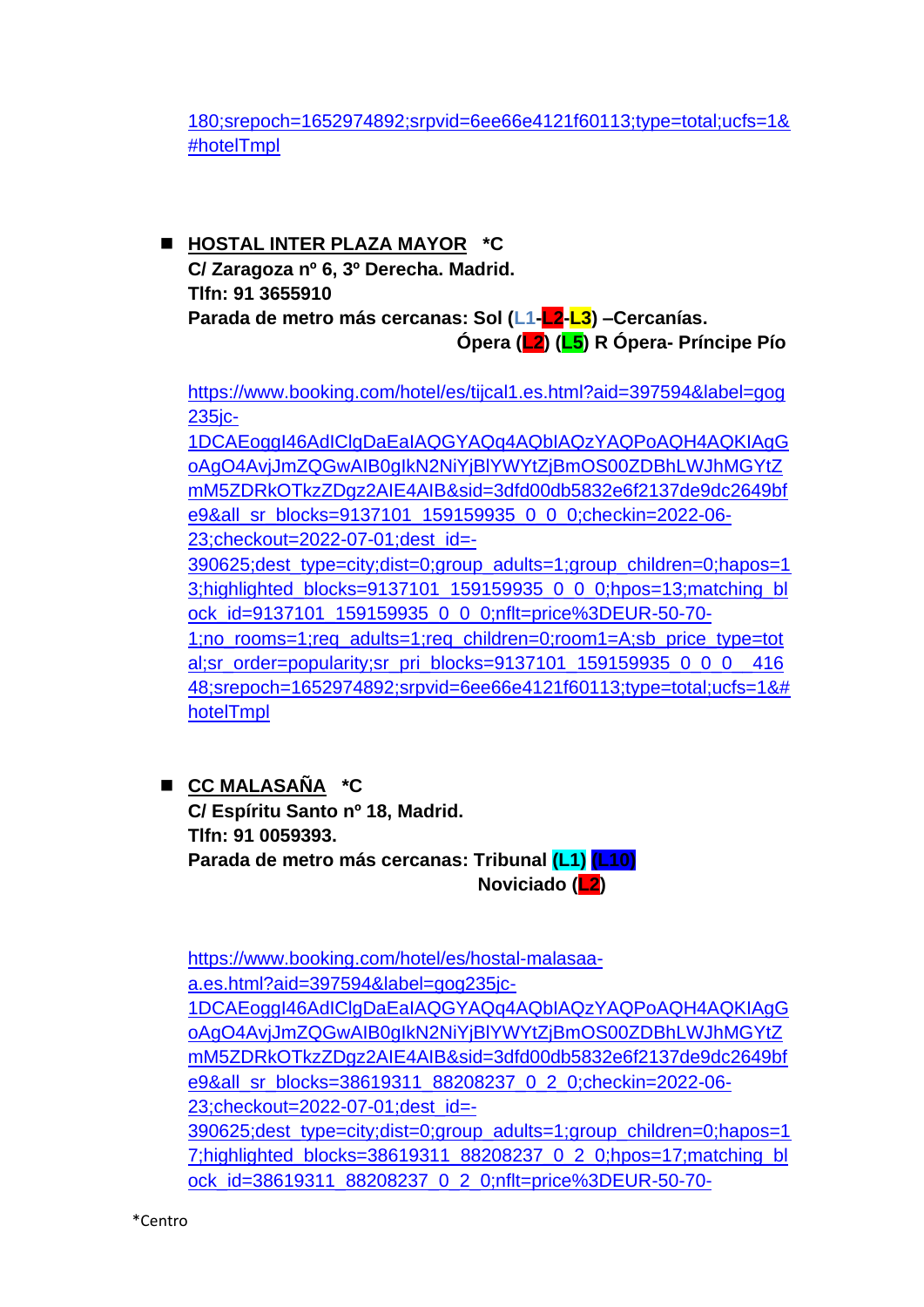180;srepoch=1652974892;srpvid=6ee66e4121f60113;type=total;ucfs=1&#hotelTmpl

- **HOSTAL INTER PLAZA MAYOR** ***C**

  **C/ Zaragoza nº 6, 3º Derecha. Madrid.**

  **Tlfn: 91 3655910**

  **Parada de metro más cercanas: Sol (L1-L2-L3) –Cercanías.**

  **Ópera (L2) (L5) R Ópera- Príncipe Pío**

  https://www.booking.com/hotel/es/tijcal1.es.html?aid=397594&label=gog235jc-1DCAEoggI46AdIClgDaEaIAQGYAQq4AQbIAQzYAQPoAQH4AQKIAgGoAgO4AvjJmZQGwAIB0gIkN2NiYjBlYWYtZjBmOS00ZDBhLWJhMGYtZmM5ZDRkOTkzZDgz2AIE4AIB&sid=3dfd00db5832e6f2137de9dc2649bfe9&all_sr_blocks=9137101_159159935_0_0_0;checkin=2022-06-23;checkout=2022-07-01;dest_id=-390625;dest_type=city;dist=0;group_adults=1;group_children=0;hapos=13;highlighted_blocks=9137101_159159935_0_0_0;hpos=13;matching_block_id=9137101_159159935_0_0_0;nflt=price%3DEUR-50-70-1;no_rooms=1;req_adults=1;req_children=0;room1=A;sb_price_type=total;sr_order=popularity;sr_pri_blocks=9137101_159159935_0_0_0__41648;srepoch=1652974892;srpvid=6ee66e4121f60113;type=total;ucfs=1&#hotelTmpl

- **CC MALASAÑA** ***C**

  **C/ Espíritu Santo nº 18, Madrid.**

  **Tlfn: 91 0059393.**

  **Parada de metro más cercanas: Tribunal (L1) (L10)**

  **Noviciado (L2)**

  https://www.booking.com/hotel/es/hostal-malasaa-a.es.html?aid=397594&label=gog235jc-1DCAEoggI46AdIClgDaEaIAQGYAQq4AQbIAQzYAQPoAQH4AQKIAgGoAgO4AvjJmZQGwAIB0gIkN2NiYjBlYWYtZjBmOS00ZDBhLWJhMGYtZmM5ZDRkOTkzZDgz2AIE4AIB&sid=3dfd00db5832e6f2137de9dc2649bfe9&all_sr_blocks=38619311_88208237_0_2_0;checkin=2022-06-23;checkout=2022-07-01;dest_id=-390625;dest_type=city;dist=0;group_adults=1;group_children=0;hapos=17;highlighted_blocks=38619311_88208237_0_2_0;hpos=17;matching_block_id=38619311_88208237_0_2_0;nflt=price%3DEUR-50-70-

*Centro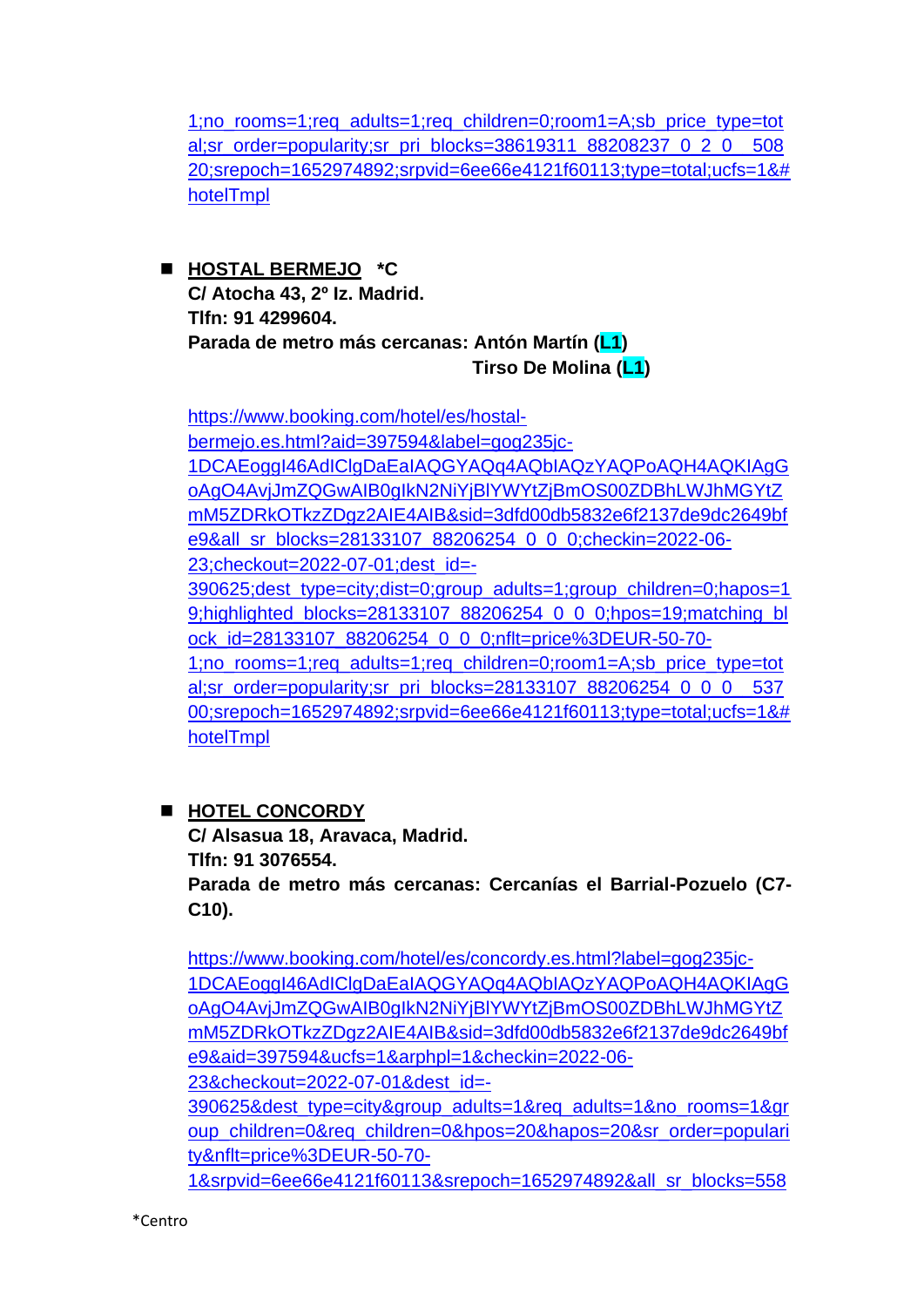1;no_rooms=1;req_adults=1;req_children=0;room1=A;sb_price_type=total;sr_order=popularity;sr_pri_blocks=38619311_88208237_0_2_0__50820;srepoch=1652974892;srpvid=6ee66e4121f60113;type=total;ucfs=1&#hotelTmpl

- **HOSTAL BERMEJO** **\*C**
  **C/ Atocha 43, 2º Iz. Madrid.**
  **Tlfn: 91 4299604.**
  **Parada de metro más cercanas: Antón Martín (L1)**
  **Tirso De Molina (L1)**

  https://www.booking.com/hotel/es/hostal-bermejo.es.html?aid=397594&label=gog235jc-1DCAEoggI46AdIClgDaEaIAQGYAQq4AQbIAQzYAQPoAQH4AQKIAgGoAgO4AvjJmZQGwAIB0gIkN2NiYjBlYWYtZjBmOS00ZDBhLWJhMGYtZmM5ZDRkOTkzZDgz2AIE4AIB&sid=3dfd00db5832e6f2137de9dc2649bfe9&all_sr_blocks=28133107_88206254_0_0_0;checkin=2022-06-23;checkout=2022-07-01;dest_id=-390625;dest_type=city;dist=0;group_adults=1;group_children=0;hapos=19;highlighted_blocks=28133107_88206254_0_0_0;hpos=19;matching_block_id=28133107_88206254_0_0_0;nflt=price%3DEUR-50-70-1;no_rooms=1;req_adults=1;req_children=0;room1=A;sb_price_type=total;sr_order=popularity;sr_pri_blocks=28133107_88206254_0_0__53700;srepoch=1652974892;srpvid=6ee66e4121f60113;type=total;ucfs=1&#hotelTmpl

- **HOTEL CONCORDY**
  **C/ Alsasua 18, Aravaca, Madrid.**
  **Tlfn: 91 3076554.**
  **Parada de metro más cercanas: Cercanías el Barrial-Pozuelo (C7-C10).**

  https://www.booking.com/hotel/es/concordy.es.html?label=gog235jc-1DCAEoggI46AdIClgDaEaIAQGYAQq4AQbIAQzYAQPoAQH4AQKIAgGoAgO4AvjJmZQGwAIB0gIkN2NiYjBlYWYtZjBmOS00ZDBhLWJhMGYtZmM5ZDRkOTkzZDgz2AIE4AIB&sid=3dfd00db5832e6f2137de9dc2649bfe9&aid=397594&ucfs=1&arphpl=1&checkin=2022-06-23&checkout=2022-07-01&dest_id=-390625&dest_type=city&group_adults=1&req_adults=1&no_rooms=1&group_children=0&req_children=0&hpos=20&hapos=20&sr_order=popularity&nflt=price%3DEUR-50-70-1&srpvid=6ee66e4121f60113&srepoch=1652974892&all_sr_blocks=558

\*Centro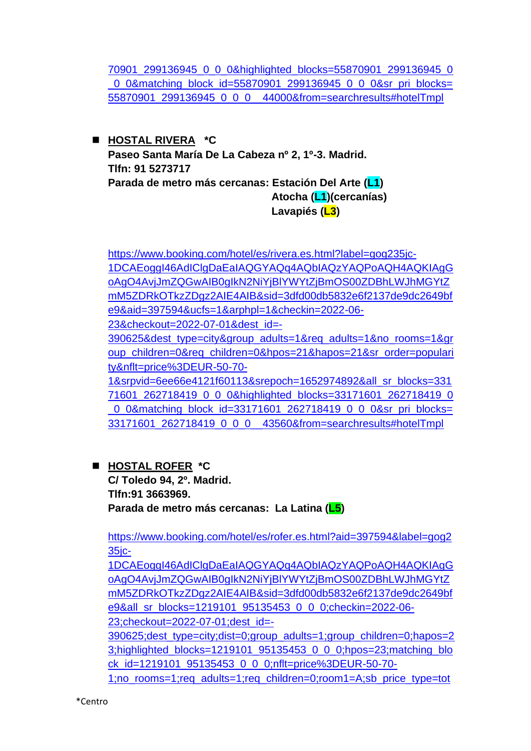70901_299136945_0_0_0&highlighted_blocks=55870901_299136945_0_0_0&matching_block_id=55870901_299136945_0_0_0&sr_pri_blocks=55870901_299136945_0_0_0__44000&from=searchresults#hotelTmpl

- **HOSTAL RIVERA** **\*C**
  **Paseo Santa María De La Cabeza nº 2, 1º-3. Madrid.**
  **Tlfn: 91 5273717**
  **Parada de metro más cercanas: Estación Del Arte (L1)**
  **Atocha (L1)(cercanías)**
  **Lavapiés (L3)**

  https://www.booking.com/hotel/es/rivera.es.html?label=gog235jc-1DCAEoggI46AdIClgDaEaIAQGYAQq4AQbIAQzYAQPoAQH4AQKIAgGoAgO4AvjJmZQGwAIB0gIkN2NiYjBlYWYtZjBmOS00ZDBhLWJhMGYtZmM5ZDRkOTkzZDgz2AIE4AIB&sid=3dfd00db5832e6f2137de9dc2649bfe9&aid=397594&ucfs=1&arphpl=1&checkin=2022-06-23&checkout=2022-07-01&dest_id=-390625&dest_type=city&group_adults=1&req_adults=1&no_rooms=1&group_children=0&req_children=0&hpos=21&hapos=21&sr_order=popularity&nflt=price%3DEUR-50-70-1&srpvid=6ee66e4121f60113&srepoch=1652974892&all_sr_blocks=33171601_262718419_0_0_0&highlighted_blocks=33171601_262718419_0_0_0&matching_block_id=33171601_262718419_0_0_0&sr_pri_blocks=33171601_262718419_0_0_0__43560&from=searchresults#hotelTmpl

- **HOSTAL ROFER** **\*C**
  **C/ Toledo 94, 2º. Madrid.**
  **Tlfn:91 3663969.**
  **Parada de metro más cercanas: La Latina (L5)**

  https://www.booking.com/hotel/es/rofer.es.html?aid=397594&label=gog235jc-1DCAEoggI46AdIClgDaEaIAQGYAQq4AQbIAQzYAQPoAQH4AQKIAgGoAgO4AvjJmZQGwAIB0gIkN2NiYjBlYWYtZjBmOS00ZDBhLWJhMGYtZmM5ZDRkOTkzZDgz2AIE4AIB&sid=3dfd00db5832e6f2137de9dc2649bfe9&all_sr_blocks=1219101_95135453_0_0_0;checkin=2022-06-23;checkout=2022-07-01;dest_id=-390625;dest_type=city;dist=0;group_adults=1;group_children=0;hapos=23;highlighted_blocks=1219101_95135453_0_0_0;hpos=23;matching_block_id=1219101_95135453_0_0_0;nflt=price%3DEUR-50-70-1;no_rooms=1;req_adults=1;req_children=0;room1=A;sb_price_type=tot

\*Centro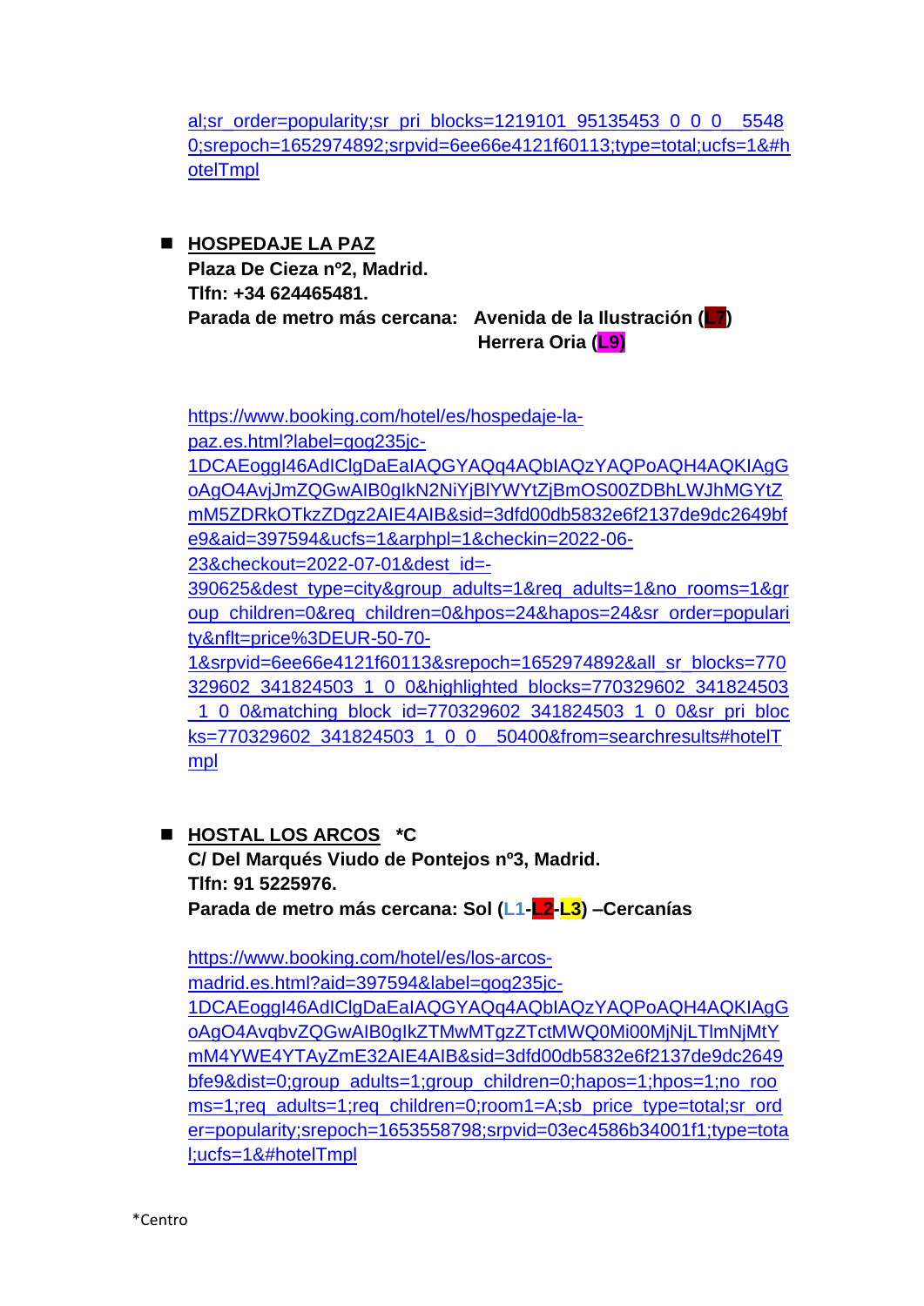al;sr_order=popularity;sr_pri_blocks=1219101_95135453_0_0_0__5548 0;srepoch=1652974892;srpvid=6ee66e4121f60113;type=total;ucfs=1&#hotelTmpl

- **HOSPEDAJE LA PAZ**
  **Plaza De Cieza nº2, Madrid.**
  **Tlfn: +34 624465481.**
  **Parada de metro más cercana: Avenida de la Ilustración (L7)**
  **Herrera Oria (L9)**

  https://www.booking.com/hotel/es/hospedaje-la-paz.es.html?label=gog235jc-1DCAEoggI46AdIClgDaEaIAQGYAQq4AQbIAQzYAQPoAQH4AQKIAgGoAgO4AvjJmZQGwAIB0gIkN2NiYjBlYWYtZjBmOS00ZDBhLWJhMGYtZmM5ZDRkOTkzZDgz2AIE4AIB&sid=3dfd00db5832e6f2137de9dc2649bfe9&aid=397594&ucfs=1&arphpl=1&checkin=2022-06-23&checkout=2022-07-01&dest_id=-390625&dest_type=city&group_adults=1&req_adults=1&no_rooms=1&group_children=0&req_children=0&hpos=24&hapos=24&sr_order=popularity&nflt=price%3DEUR-50-70-1&srpvid=6ee66e4121f60113&srepoch=1652974892&all_sr_blocks=770329602_341824503_1_0_0&highlighted_blocks=770329602_341824503_1_0_0&matching_block_id=770329602_341824503_1_0_0&sr_pri_blocks=770329602_341824503_1_0_0__50400&from=searchresults#hotelTmpl

- **HOSTAL LOS ARCOS** **\*C**
  **C/ Del Marqués Viudo de Pontejos nº3, Madrid.**
  **Tlfn: 91 5225976.**
  **Parada de metro más cercana: Sol (L1-L2-L3) –Cercanías**

  https://www.booking.com/hotel/es/los-arcos-madrid.es.html?aid=397594&label=gog235jc-1DCAEoggI46AdIClgDaEaIAQGYAQq4AQbIAQzYAQPoAQH4AQKIAgGoAgO4AvqbvZQGwAIB0gIkZTMwMTgzZTctMWQ0Mi00MjNjLTlmNjMtYmM4YWE4YTAyZmE32AIE4AIB&sid=3dfd00db5832e6f2137de9dc2649bfe9&dist=0;group_adults=1;group_children=0;hapos=1;hpos=1;no_rooms=1;req_adults=1;req_children=0;room1=A;sb_price_type=total;sr_order=popularity;srepoch=1653558798;srpvid=03ec4586b34001f1;type=total;ucfs=1&#hotelTmpl

*Centro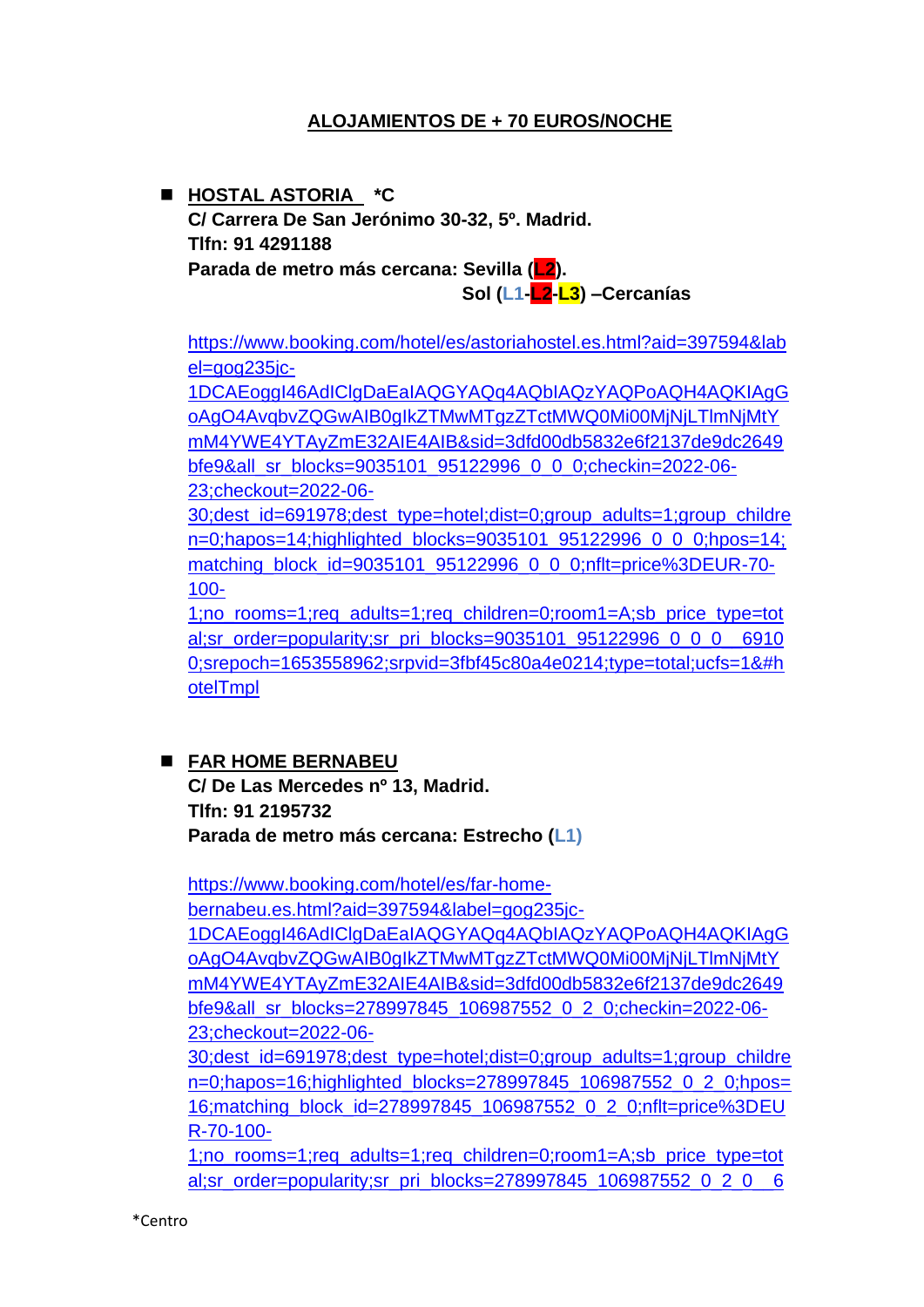## ALOJAMIENTOS DE + 70 EUROS/NOCHE

- **HOSTAL ASTORIA \*C**
  **C/ Carrera De San Jerónimo 30-32, 5º. Madrid.**
  **Tlfn: 91 4291188**
  **Parada de metro más cercana: Sevilla (L2).**
  **Sol (L1-L2-L3) –Cercanías**

  https://www.booking.com/hotel/es/astoriahostel.es.html?aid=397594&label=gog235jc-1DCAEoggI46AdIClgDaEaIAQGYAQq4AQbIAQzYAQPoAQH4AQKIAgGoAgO4AvqbvZQGwAIB0gIkZTMwMTgzZTctMWQ0Mi00MjNjLTlmNjMtYmM4YWE4YTAyZmE32AIE4AIB&sid=3dfd00db5832e6f2137de9dc2649bfe9&all_sr_blocks=9035101_95122996_0_0_0;checkin=2022-06-23;checkout=2022-06-30;dest_id=691978;dest_type=hotel;dist=0;group_adults=1;group_children=0;hapos=14;highlighted_blocks=9035101_95122996_0_0_0;hpos=14;matching_block_id=9035101_95122996_0_0_0;nflt=price%3DEUR-70-100-1;no_rooms=1;req_adults=1;req_children=0;room1=A;sb_price_type=total;sr_order=popularity;sr_pri_blocks=9035101_95122996_0_0_0__69100;srepoch=1653558962;srpvid=3fbf45c80a4e0214;type=total;ucfs=1&#hotelTmpl

- **FAR HOME BERNABEU**
  **C/ De Las Mercedes nº 13, Madrid.**
  **Tlfn: 91 2195732**
  **Parada de metro más cercana: Estrecho (L1)**

  https://www.booking.com/hotel/es/far-home-bernabeu.es.html?aid=397594&label=gog235jc-1DCAEoggI46AdIClgDaEaIAQGYAQq4AQbIAQzYAQPoAQH4AQKIAgGoAgO4AvqbvZQGwAIB0gIkZTMwMTgzZTctMWQ0Mi00MjNjLTlmNjMtYmM4YWE4YTAyZmE32AIE4AIB&sid=3dfd00db5832e6f2137de9dc2649bfe9&all_sr_blocks=278997845_106987552_0_2_0;checkin=2022-06-23;checkout=2022-06-30;dest_id=691978;dest_type=hotel;dist=0;group_adults=1;group_children=0;hapos=16;highlighted_blocks=278997845_106987552_0_2_0;hpos=16;matching_block_id=278997845_106987552_0_2_0;nflt=price%3DEUR-70-100-1;no_rooms=1;req_adults=1;req_children=0;room1=A;sb_price_type=total;sr_order=popularity;sr_pri_blocks=278997845_106987552_0_2_0__6

\*Centro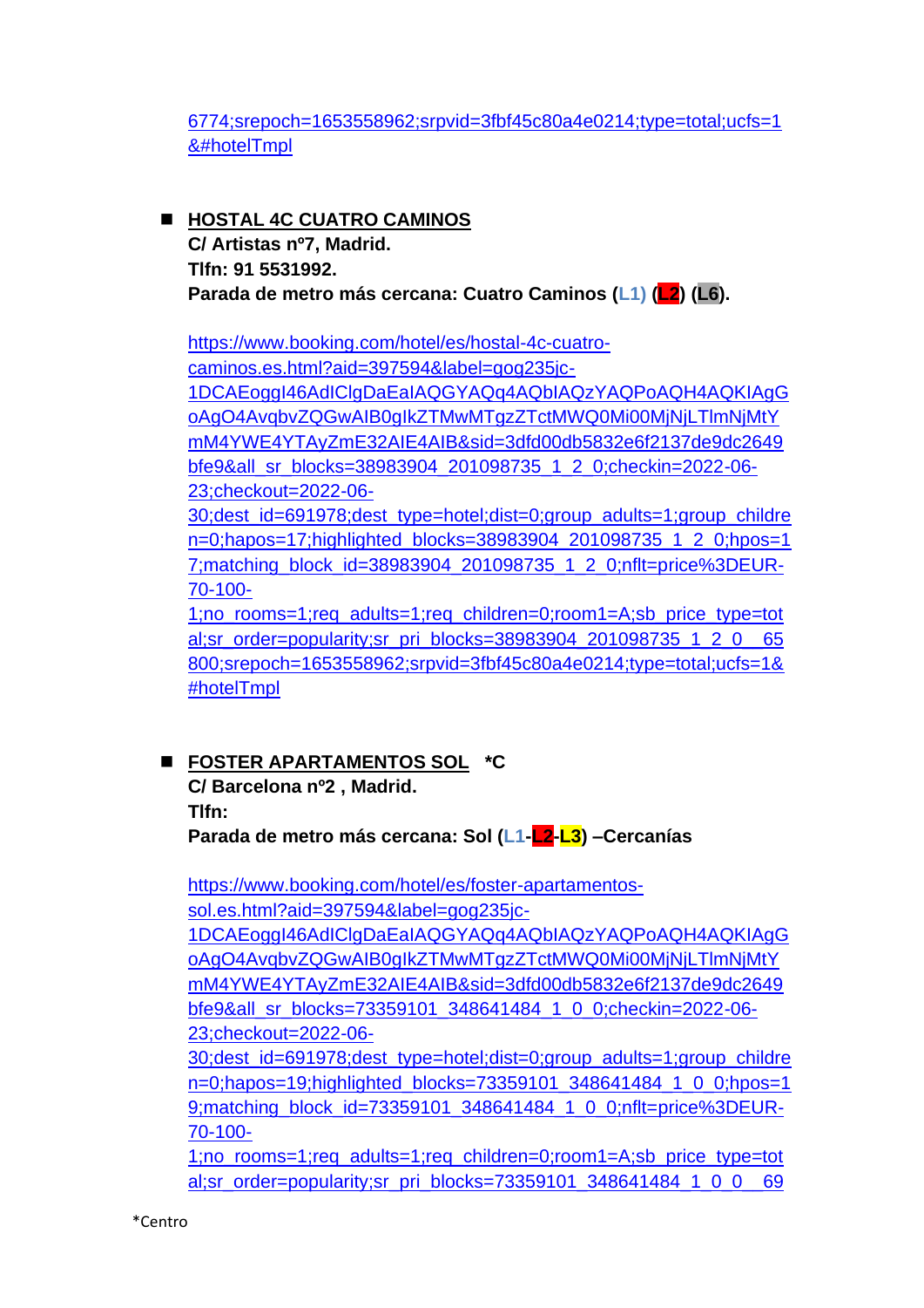6774;srepoch=1653558962;srpvid=3fbf45c80a4e0214;type=total;ucfs=1&#hotelTmpl

- **HOSTAL 4C CUATRO CAMINOS**
  **C/ Artistas nº7, Madrid.**
  **Tlfn: 91 5531992.**
  **Parada de metro más cercana: Cuatro Caminos (L1) (L2) (L6).**

  https://www.booking.com/hotel/es/hostal-4c-cuatro-caminos.es.html?aid=397594&label=gog235jc-1DCAEoggI46AdIClgDaEaIAQGYAQq4AQbIAQzYAQPoAQH4AQKIAgGoAgO4AvqbvZQGwAIB0gIkZTMwMTgzZTctMWQ0Mi00MjNjLTlmNjMtYmM4YWE4YTAyZmE32AIE4AIB&sid=3dfd00db5832e6f2137de9dc2649bfe9&all_sr_blocks=38983904_201098735_1_2_0;checkin=2022-06-23;checkout=2022-06-30;dest_id=691978;dest_type=hotel;dist=0;group_adults=1;group_children=0;hapos=17;highlighted_blocks=38983904_201098735_1_2_0;hpos=17;matching_block_id=38983904_201098735_1_2_0;nflt=price%3DEUR-70-100-1;no_rooms=1;req_adults=1;req_children=0;room1=A;sb_price_type=total;sr_order=popularity;sr_pri_blocks=38983904_201098735_1_2_0__65800;srepoch=1653558962;srpvid=3fbf45c80a4e0214;type=total;ucfs=1&#hotelTmpl

- **FOSTER APARTAMENTOS SOL** **\*C**
  **C/ Barcelona nº2 , Madrid.**
  **Tlfn:**
  **Parada de metro más cercana: Sol (L1-L2-L3) –Cercanías**

  https://www.booking.com/hotel/es/foster-apartamentos-sol.es.html?aid=397594&label=gog235jc-1DCAEoggI46AdIClgDaEaIAQGYAQq4AQbIAQzYAQPoAQH4AQKIAgGoAgO4AvqbvZQGwAIB0gIkZTMwMTgzZTctMWQ0Mi00MjNjLTlmNjMtYmM4YWE4YTAyZmE32AIE4AIB&sid=3dfd00db5832e6f2137de9dc2649bfe9&all_sr_blocks=73359101_348641484_1_0_0;checkin=2022-06-23;checkout=2022-06-30;dest_id=691978;dest_type=hotel;dist=0;group_adults=1;group_children=0;hapos=19;highlighted_blocks=73359101_348641484_1_0_0;hpos=19;matching_block_id=73359101_348641484_1_0_0;nflt=price%3DEUR-70-100-1;no_rooms=1;req_adults=1;req_children=0;room1=A;sb_price_type=total;sr_order=popularity;sr_pri_blocks=73359101_348641484_1_0_0__69

\*Centro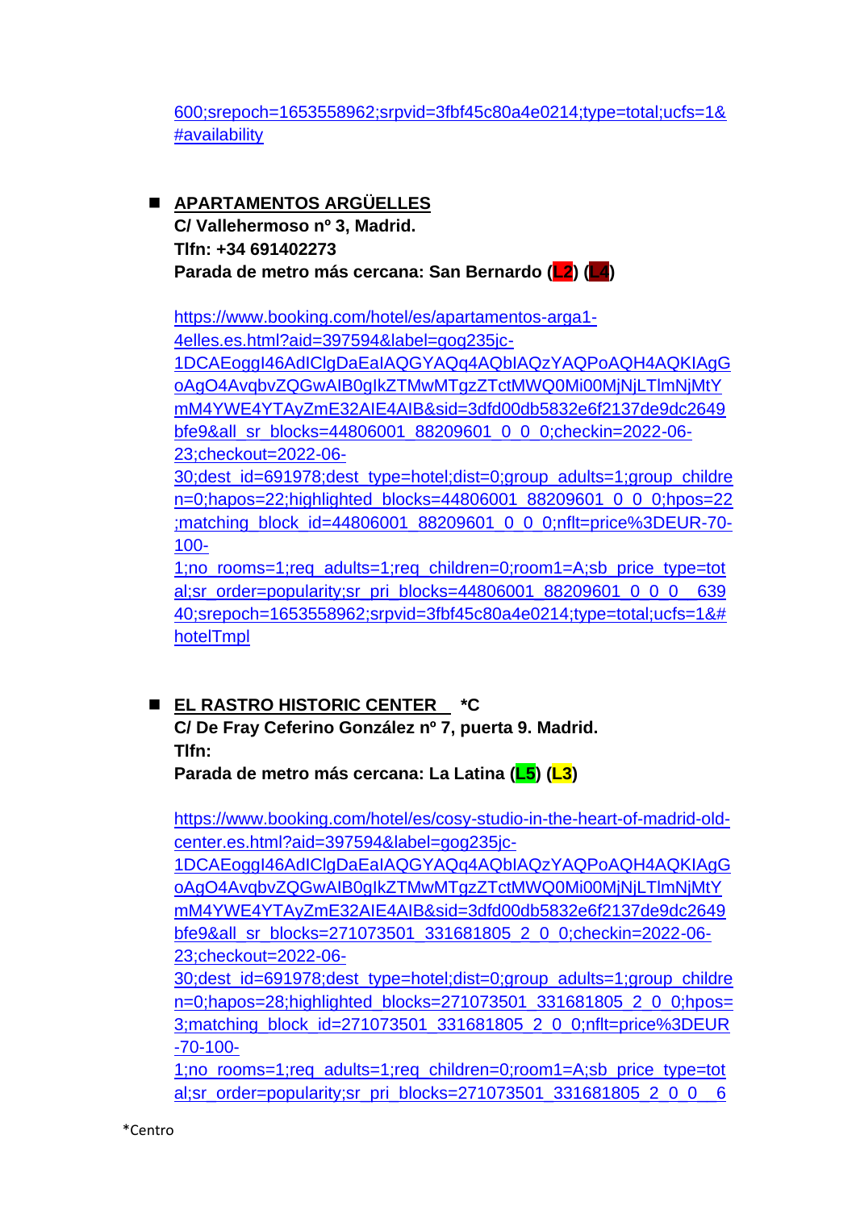600;srepoch=1653558962;srpvid=3fbf45c80a4e0214;type=total;ucfs=1&#availability

- **APARTAMENTOS ARGÜELLES**
  **C/ Vallehermoso nº 3, Madrid.**
  **Tlfn: +34 691402273**
  **Parada de metro más cercana: San Bernardo (L2) (L4)**

  https://www.booking.com/hotel/es/apartamentos-arga1-4elles.es.html?aid=397594&label=gog235jc-1DCAEoggI46AdIClgDaEaIAQGYAQq4AQbIAQzYAQPoAQH4AQKIAgGoAgO4AvqbvZQGwAIB0gIkZTMwMTgzZTctMWQ0Mi00MjNjLTlmNjMtYmM4YWE4YTAyZmE32AIE4AIB&sid=3dfd00db5832e6f2137de9dc2649bfe9&all_sr_blocks=44806001_88209601_0_0_0;checkin=2022-06-23;checkout=2022-06-30;dest_id=691978;dest_type=hotel;dist=0;group_adults=1;group_children=0;hapos=22;highlighted_blocks=44806001_88209601_0_0_0;hpos=22;matching_block_id=44806001_88209601_0_0_0;nflt=price%3DEUR-70-100-1;no_rooms=1;req_adults=1;req_children=0;room1=A;sb_price_type=total;sr_order=popularity;sr_pri_blocks=44806001_88209601_0_0_0__63940;srepoch=1653558962;srpvid=3fbf45c80a4e0214;type=total;ucfs=1&#hotelTmpl

- **EL RASTRO HISTORIC CENTER** **\*C**
  **C/ De Fray Ceferino González nº 7, puerta 9. Madrid.**
  **Tlfn:**
  **Parada de metro más cercana: La Latina (L5) (L3)**

  https://www.booking.com/hotel/es/cosy-studio-in-the-heart-of-madrid-old-center.es.html?aid=397594&label=gog235jc-1DCAEoggI46AdIClgDaEaIAQGYAQq4AQbIAQzYAQPoAQH4AQKIAgGoAgO4AvqbvZQGwAIB0gIkZTMwMTgzZTctMWQ0Mi00MjNjLTlmNjMtYmM4YWE4YTAyZmE32AIE4AIB&sid=3dfd00db5832e6f2137de9dc2649bfe9&all_sr_blocks=271073501_331681805_2_0_0;checkin=2022-06-23;checkout=2022-06-30;dest_id=691978;dest_type=hotel;dist=0;group_adults=1;group_children=0;hapos=28;highlighted_blocks=271073501_331681805_2_0_0;hpos=3;matching_block_id=271073501_331681805_2_0_0;nflt=price%3DEUR-70-100-1;no_rooms=1;req_adults=1;req_children=0;room1=A;sb_price_type=total;sr_order=popularity;sr_pri_blocks=271073501_331681805_2_0_0__6

*Centro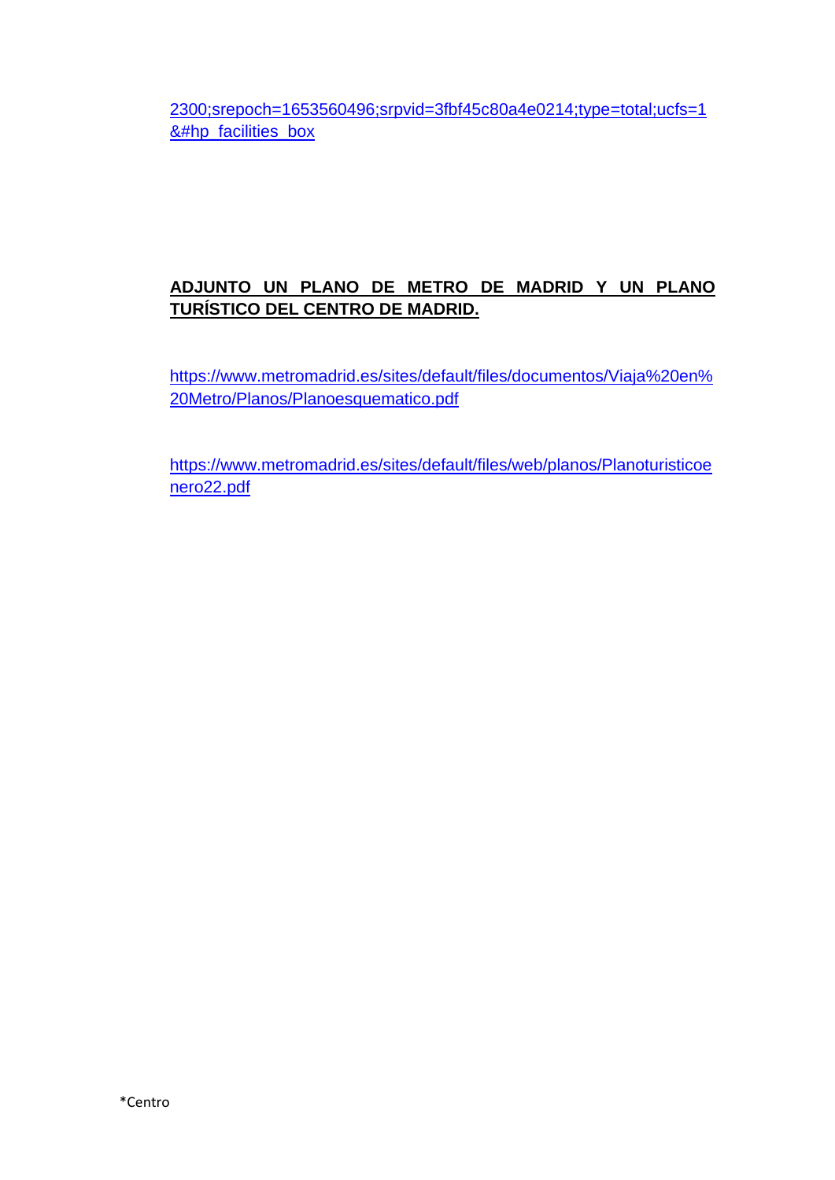2300;srepoch=1653560496;srpvid=3fbf45c80a4e0214;type=total;ucfs=1&#hp_facilities_box

**ADJUNTO UN PLANO DE METRO DE MADRID Y UN PLANO TURÍSTICO DEL CENTRO DE MADRID.**

https://www.metromadrid.es/sites/default/files/documentos/Viaja%20en%20Metro/Planos/Planoesquematico.pdf

https://www.metromadrid.es/sites/default/files/web/planos/Planoturisticoenero22.pdf

*Centro